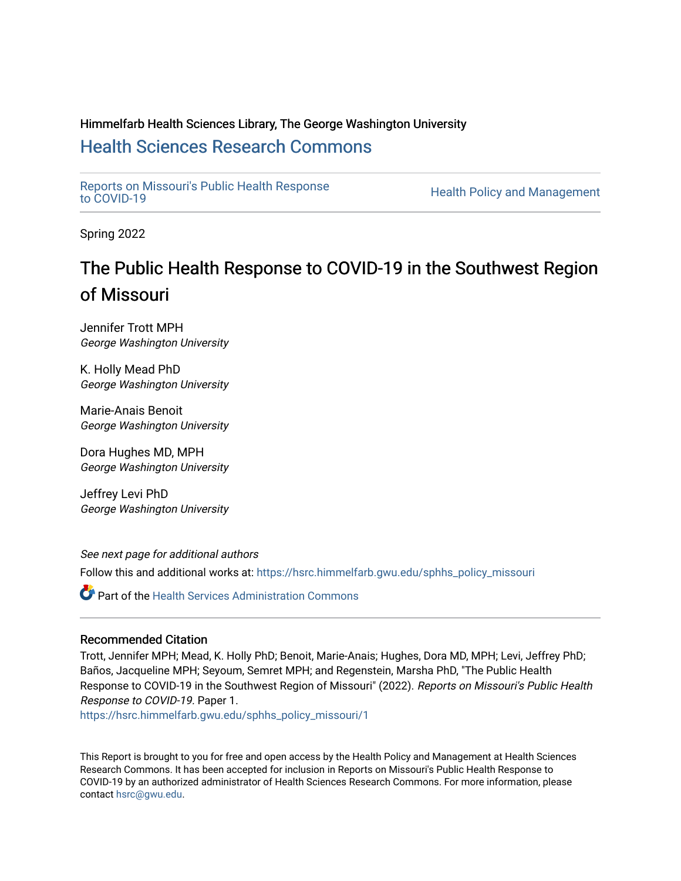Himmelfarb Health Sciences Library, The George Washington University

# Health Sciences Research Commons

Reports on Missouri's Public Health Response to COVID-19

Health Policy and Management

Spring 2022

## The Public Health Response to COVID-19 in the Southwest Region of Missouri

Jennifer Trott MPH
*George Washington University*

K. Holly Mead PhD
*George Washington University*

Marie-Anais Benoit
*George Washington University*

Dora Hughes MD, MPH
*George Washington University*

Jeffrey Levi PhD
*George Washington University*

*See next page for additional authors*

Follow this and additional works at: https://hsrc.himmelfarb.gwu.edu/sphhs_policy_missouri

Part of the Health Services Administration Commons

### Recommended Citation

Trott, Jennifer MPH; Mead, K. Holly PhD; Benoit, Marie-Anais; Hughes, Dora MD, MPH; Levi, Jeffrey PhD; Baños, Jacqueline MPH; Seyoum, Semret MPH; and Regenstein, Marsha PhD, "The Public Health Response to COVID-19 in the Southwest Region of Missouri" (2022). *Reports on Missouri's Public Health Response to COVID-19.* Paper 1.
https://hsrc.himmelfarb.gwu.edu/sphhs_policy_missouri/1

This Report is brought to you for free and open access by the Health Policy and Management at Health Sciences Research Commons. It has been accepted for inclusion in Reports on Missouri's Public Health Response to COVID-19 by an authorized administrator of Health Sciences Research Commons. For more information, please contact hsrc@gwu.edu.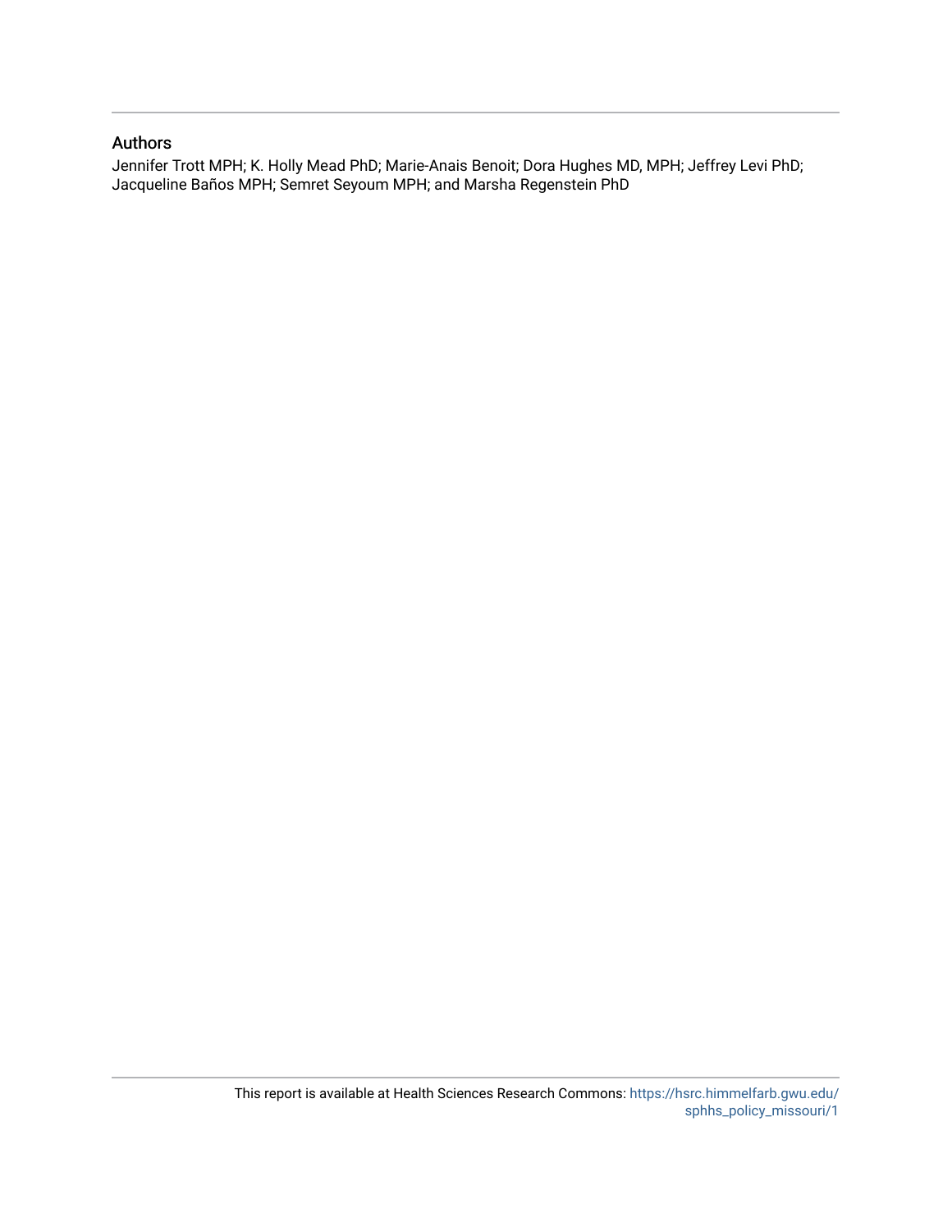## Authors

Jennifer Trott MPH; K. Holly Mead PhD; Marie-Anais Benoit; Dora Hughes MD, MPH; Jeffrey Levi PhD; Jacqueline Baños MPH; Semret Seyoum MPH; and Marsha Regenstein PhD

This report is available at Health Sciences Research Commons: https://hsrc.himmelfarb.gwu.edu/sphhs_policy_missouri/1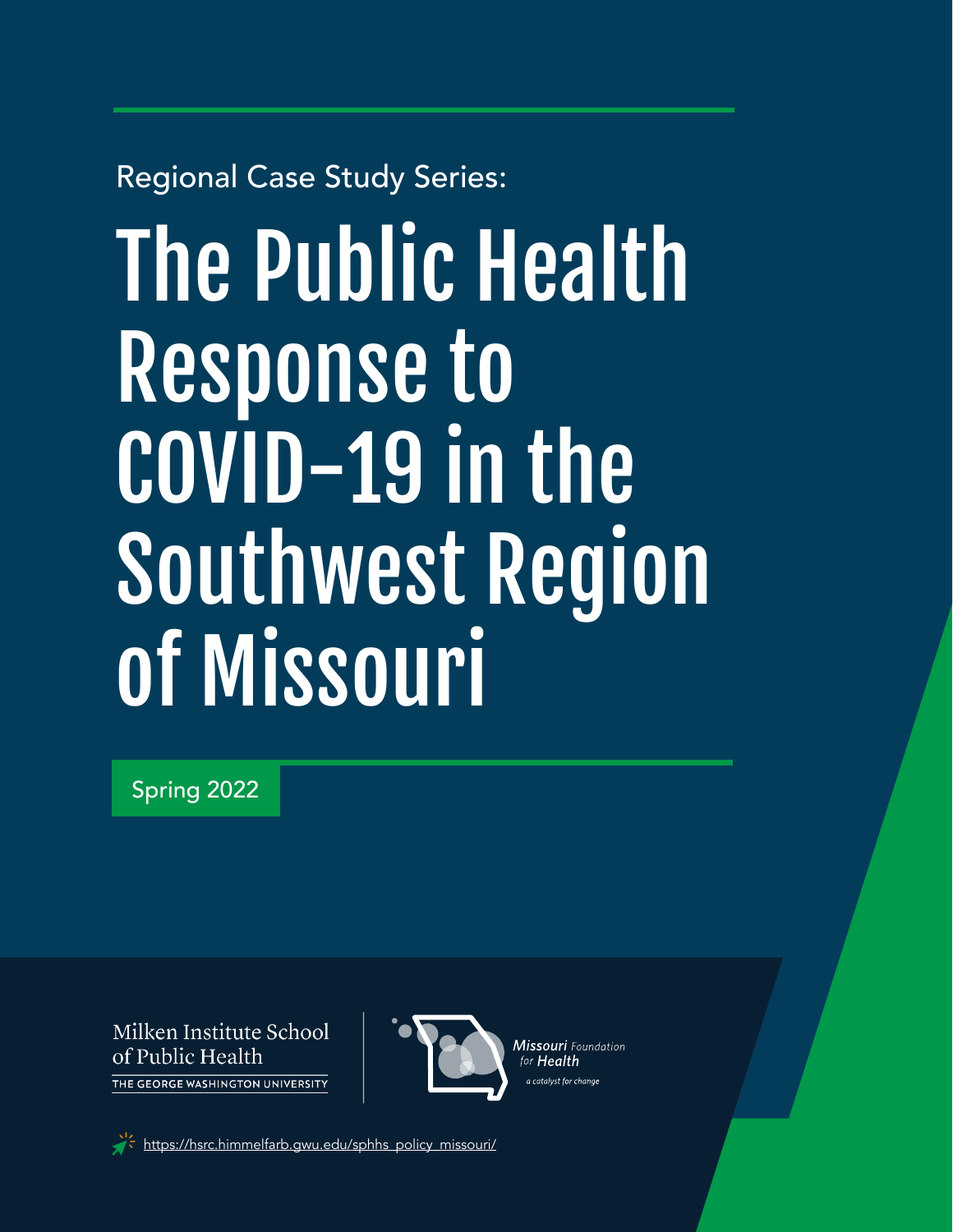Regional Case Study Series:

# The Public Health Response to COVID-19 in the Southwest Region of Missouri

Spring 2022

Milken Institute School of Public Health
THE GEORGE WASHINGTON UNIVERSITY

Missouri Foundation for Health
a catalyst for change

https://hsrc.himmelfarb.gwu.edu/sphhs_policy_missouri/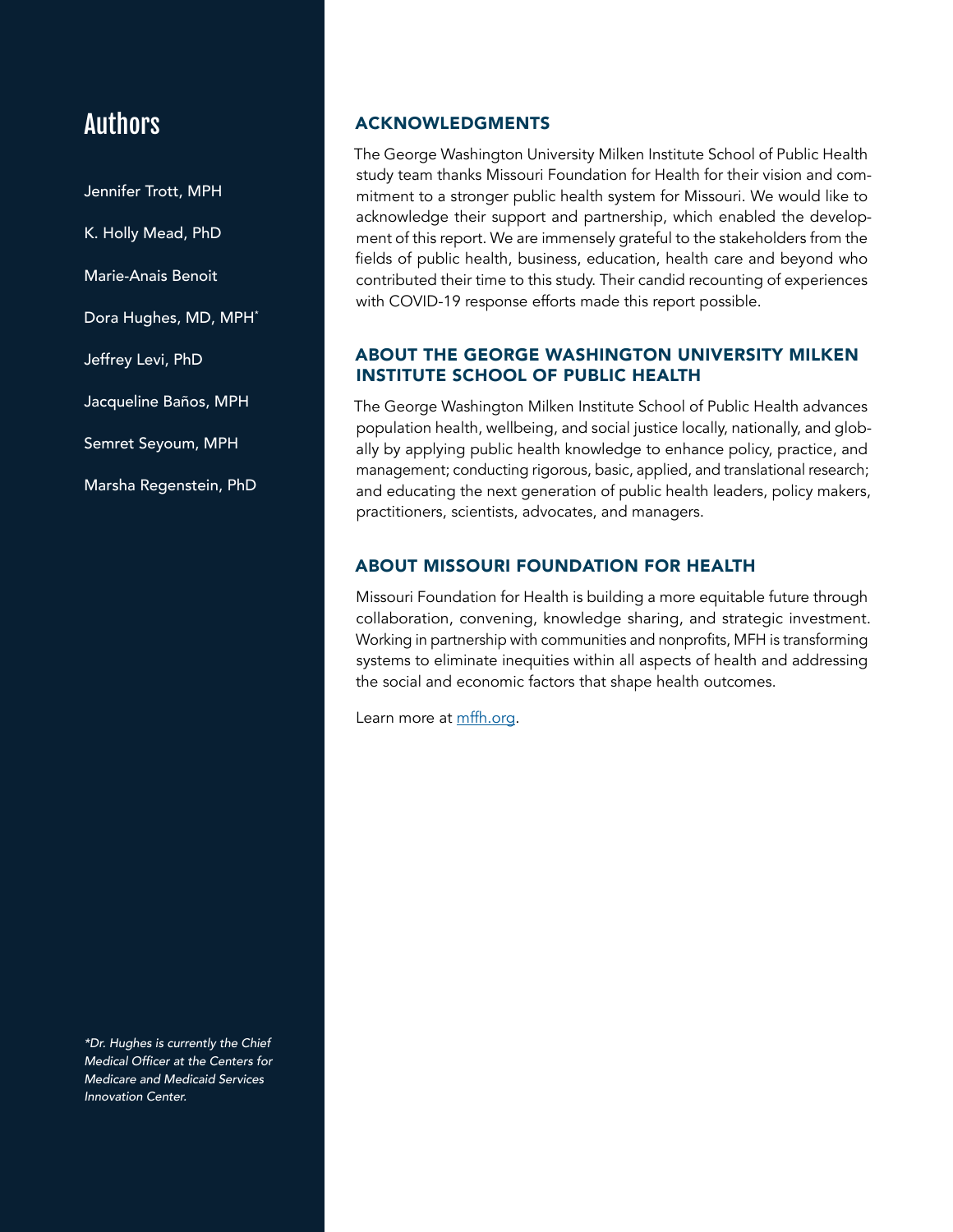## Authors

Jennifer Trott, MPH

K. Holly Mead, PhD

Marie-Anais Benoit

Dora Hughes, MD, MPH*

Jeffrey Levi, PhD

Jacqueline Baños, MPH

Semret Seyoum, MPH

Marsha Regenstein, PhD

*\*Dr. Hughes is currently the Chief Medical Officer at the Centers for Medicare and Medicaid Services Innovation Center.*

## ACKNOWLEDGMENTS

The George Washington University Milken Institute School of Public Health study team thanks Missouri Foundation for Health for their vision and commitment to a stronger public health system for Missouri. We would like to acknowledge their support and partnership, which enabled the development of this report. We are immensely grateful to the stakeholders from the fields of public health, business, education, health care and beyond who contributed their time to this study. Their candid recounting of experiences with COVID-19 response efforts made this report possible.

## ABOUT THE GEORGE WASHINGTON UNIVERSITY MILKEN INSTITUTE SCHOOL OF PUBLIC HEALTH

The George Washington Milken Institute School of Public Health advances population health, wellbeing, and social justice locally, nationally, and globally by applying public health knowledge to enhance policy, practice, and management; conducting rigorous, basic, applied, and translational research; and educating the next generation of public health leaders, policy makers, practitioners, scientists, advocates, and managers.

## ABOUT MISSOURI FOUNDATION FOR HEALTH

Missouri Foundation for Health is building a more equitable future through collaboration, convening, knowledge sharing, and strategic investment. Working in partnership with communities and nonprofits, MFH is transforming systems to eliminate inequities within all aspects of health and addressing the social and economic factors that shape health outcomes.

Learn more at mffh.org.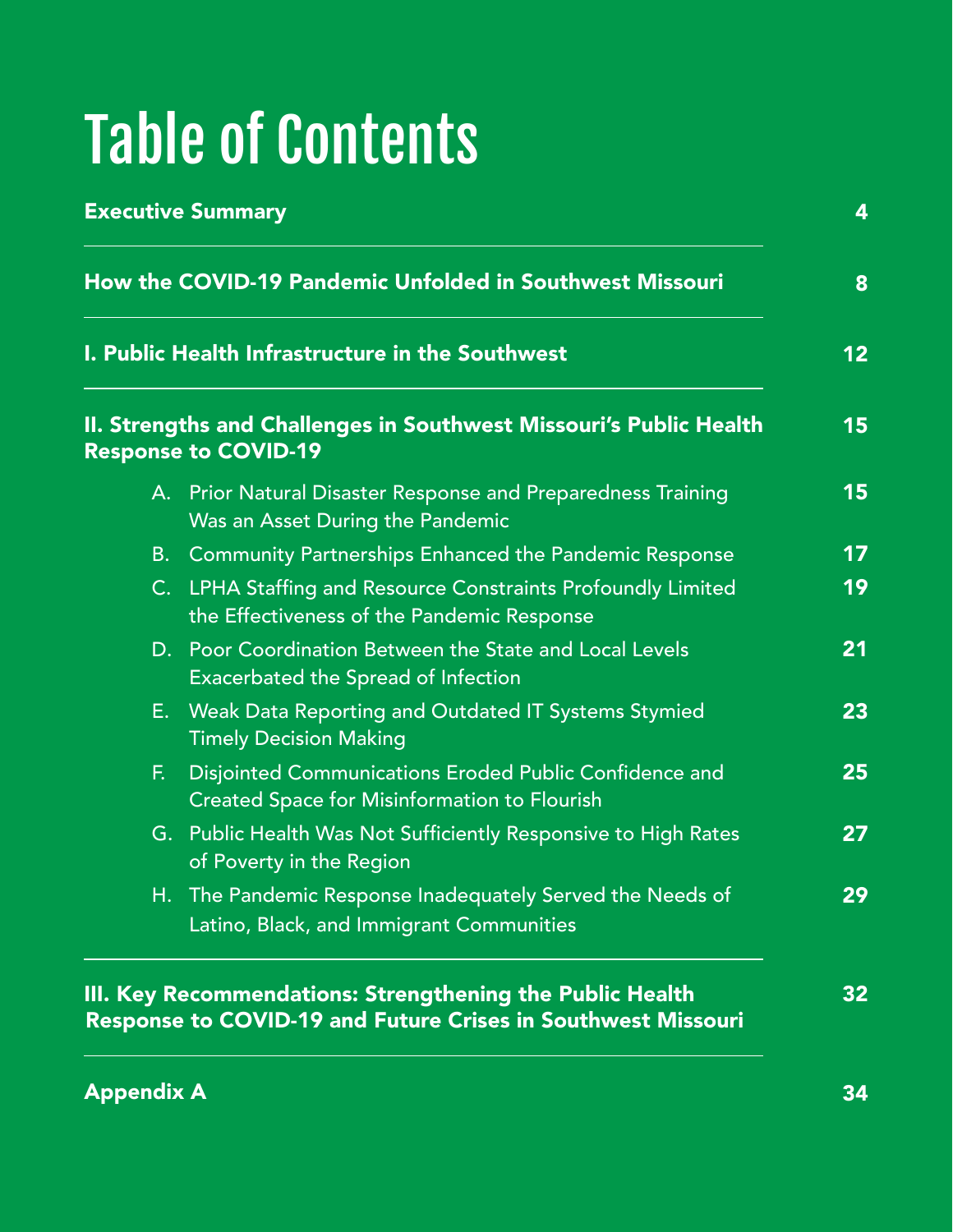# Table of Contents

| | |
|---|---|
| **Executive Summary** | **4** |
| **How the COVID-19 Pandemic Unfolded in Southwest Missouri** | **8** |
| **I. Public Health Infrastructure in the Southwest** | **12** |
| **II. Strengths and Challenges in Southwest Missouri's Public Health Response to COVID-19** | **15** |
| A. Prior Natural Disaster Response and Preparedness Training Was an Asset During the Pandemic | **15** |
| B. Community Partnerships Enhanced the Pandemic Response | **17** |
| C. LPHA Staffing and Resource Constraints Profoundly Limited the Effectiveness of the Pandemic Response | **19** |
| D. Poor Coordination Between the State and Local Levels Exacerbated the Spread of Infection | **21** |
| E. Weak Data Reporting and Outdated IT Systems Stymied Timely Decision Making | **23** |
| F. Disjointed Communications Eroded Public Confidence and Created Space for Misinformation to Flourish | **25** |
| G. Public Health Was Not Sufficiently Responsive to High Rates of Poverty in the Region | **27** |
| H. The Pandemic Response Inadequately Served the Needs of Latino, Black, and Immigrant Communities | **29** |
| **III. Key Recommendations: Strengthening the Public Health Response to COVID-19 and Future Crises in Southwest Missouri** | **32** |
| **Appendix A** | **34** |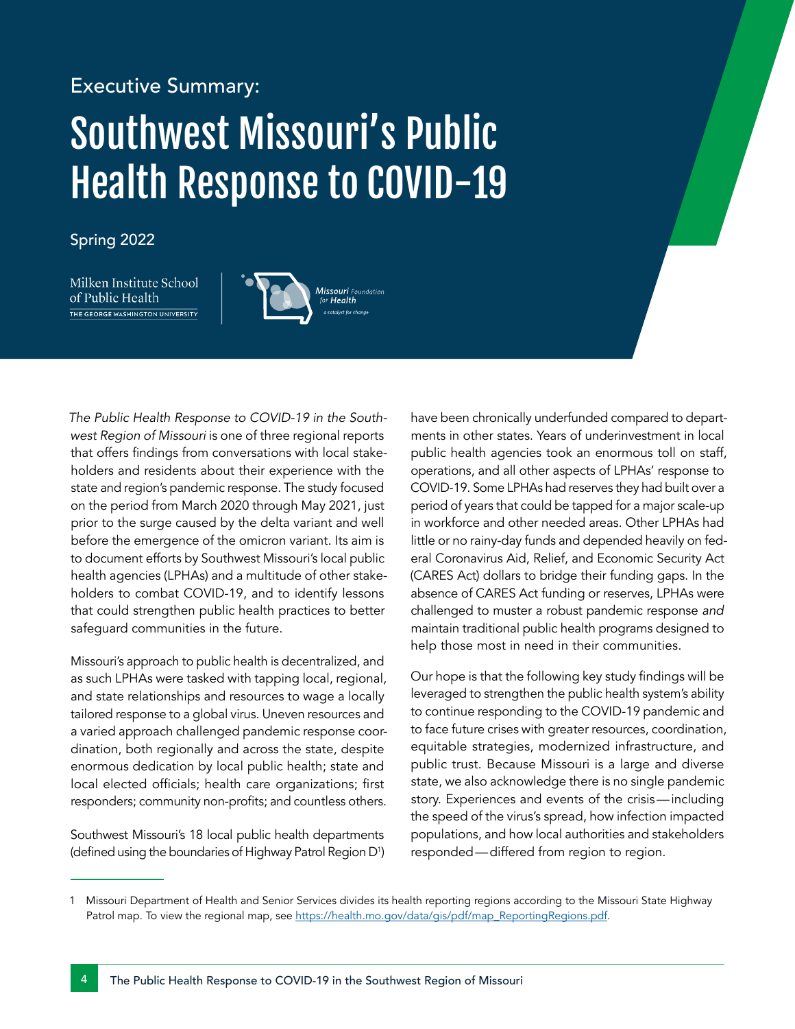Executive Summary:

# Southwest Missouri's Public Health Response to COVID-19

Spring 2022

Milken Institute School of Public Health
THE GEORGE WASHINGTON UNIVERSITY

Missouri Foundation for Health
a catalyst for change

*The Public Health Response to COVID-19 in the Southwest Region of Missouri* is one of three regional reports that offers findings from conversations with local stakeholders and residents about their experience with the state and region's pandemic response. The study focused on the period from March 2020 through May 2021, just prior to the surge caused by the delta variant and well before the emergence of the omicron variant. Its aim is to document efforts by Southwest Missouri's local public health agencies (LPHAs) and a multitude of other stakeholders to combat COVID-19, and to identify lessons that could strengthen public health practices to better safeguard communities in the future.

Missouri's approach to public health is decentralized, and as such LPHAs were tasked with tapping local, regional, and state relationships and resources to wage a locally tailored response to a global virus. Uneven resources and a varied approach challenged pandemic response coordination, both regionally and across the state, despite enormous dedication by local public health; state and local elected officials; health care organizations; first responders; community non-profits; and countless others.

Southwest Missouri's 18 local public health departments (defined using the boundaries of Highway Patrol Region D[1]) have been chronically underfunded compared to departments in other states. Years of underinvestment in local public health agencies took an enormous toll on staff, operations, and all other aspects of LPHAs' response to COVID-19. Some LPHAs had reserves they had built over a period of years that could be tapped for a major scale-up in workforce and other needed areas. Other LPHAs had little or no rainy-day funds and depended heavily on federal Coronavirus Aid, Relief, and Economic Security Act (CARES Act) dollars to bridge their funding gaps. In the absence of CARES Act funding or reserves, LPHAs were challenged to muster a robust pandemic response *and* maintain traditional public health programs designed to help those most in need in their communities.

Our hope is that the following key study findings will be leveraged to strengthen the public health system's ability to continue responding to the COVID-19 pandemic and to face future crises with greater resources, coordination, equitable strategies, modernized infrastructure, and public trust. Because Missouri is a large and diverse state, we also acknowledge there is no single pandemic story. Experiences and events of the crisis—including the speed of the virus's spread, how infection impacted populations, and how local authorities and stakeholders responded—differed from region to region.

---

1 Missouri Department of Health and Senior Services divides its health reporting regions according to the Missouri State Highway Patrol map. To view the regional map, see https://health.mo.gov/data/gis/pdf/map_ReportingRegions.pdf.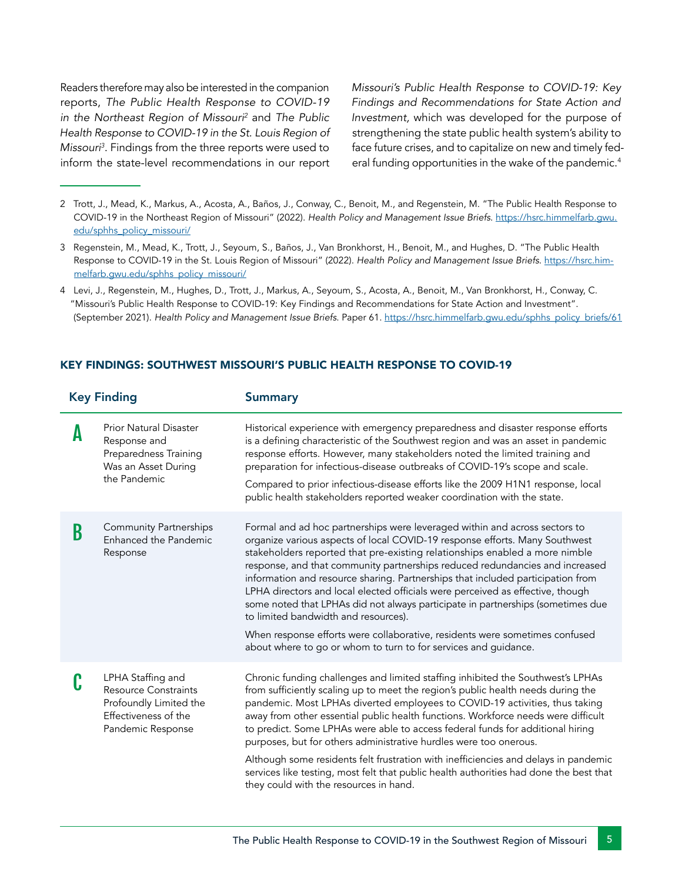Readers therefore may also be interested in the companion reports, *The Public Health Response to COVID-19 in the Northeast Region of Missouri*[2] and *The Public Health Response to COVID-19 in the St. Louis Region of Missouri*[3]. Findings from the three reports were used to inform the state-level recommendations in our report *Missouri's Public Health Response to COVID-19: Key Findings and Recommendations for State Action and Investment*, which was developed for the purpose of strengthening the state public health system's ability to face future crises, and to capitalize on new and timely federal funding opportunities in the wake of the pandemic.[4]

---

2 Trott, J., Mead, K., Markus, A., Acosta, A., Baños, J., Conway, C., Benoit, M., and Regenstein, M. "The Public Health Response to COVID-19 in the Northeast Region of Missouri" (2022). *Health Policy and Management Issue Briefs*. https://hsrc.himmelfarb.gwu.edu/sphhs_policy_missouri/

3 Regenstein, M., Mead, K., Trott, J., Seyoum, S., Baños, J., Van Bronkhorst, H., Benoit, M., and Hughes, D. "The Public Health Response to COVID-19 in the St. Louis Region of Missouri" (2022). *Health Policy and Management Issue Briefs*. https://hsrc.himmelfarb.gwu.edu/sphhs_policy_missouri/

4 Levi, J., Regenstein, M., Hughes, D., Trott, J., Markus, A., Seyoum, S., Acosta, A., Benoit, M., Van Bronkhorst, H., Conway, C. "Missouri's Public Health Response to COVID-19: Key Findings and Recommendations for State Action and Investment". (September 2021). *Health Policy and Management Issue Briefs*. Paper 61. https://hsrc.himmelfarb.gwu.edu/sphhs_policy_briefs/61

## KEY FINDINGS: SOUTHWEST MISSOURI'S PUBLIC HEALTH RESPONSE TO COVID-19

| | Key Finding | Summary |
|---|---|---|
| **A** | Prior Natural Disaster Response and Preparedness Training Was an Asset During the Pandemic | Historical experience with emergency preparedness and disaster response efforts is a defining characteristic of the Southwest region and was an asset in pandemic response efforts. However, many stakeholders noted the limited training and preparation for infectious-disease outbreaks of COVID-19's scope and scale.<br><br>Compared to prior infectious-disease efforts like the 2009 H1N1 response, local public health stakeholders reported weaker coordination with the state. |
| **B** | Community Partnerships Enhanced the Pandemic Response | Formal and ad hoc partnerships were leveraged within and across sectors to organize various aspects of local COVID-19 response efforts. Many Southwest stakeholders reported that pre-existing relationships enabled a more nimble response, and that community partnerships reduced redundancies and increased information and resource sharing. Partnerships that included participation from LPHA directors and local elected officials were perceived as effective, though some noted that LPHAs did not always participate in partnerships (sometimes due to limited bandwidth and resources).<br><br>When response efforts were collaborative, residents were sometimes confused about where to go or whom to turn to for services and guidance. |
| **C** | LPHA Staffing and Resource Constraints Profoundly Limited the Effectiveness of the Pandemic Response | Chronic funding challenges and limited staffing inhibited the Southwest's LPHAs from sufficiently scaling up to meet the region's public health needs during the pandemic. Most LPHAs diverted employees to COVID-19 activities, thus taking away from other essential public health functions. Workforce needs were difficult to predict. Some LPHAs were able to access federal funds for additional hiring purposes, but for others administrative hurdles were too onerous.<br><br>Although some residents felt frustration with inefficiencies and delays in pandemic services like testing, most felt that public health authorities had done the best that they could with the resources in hand. |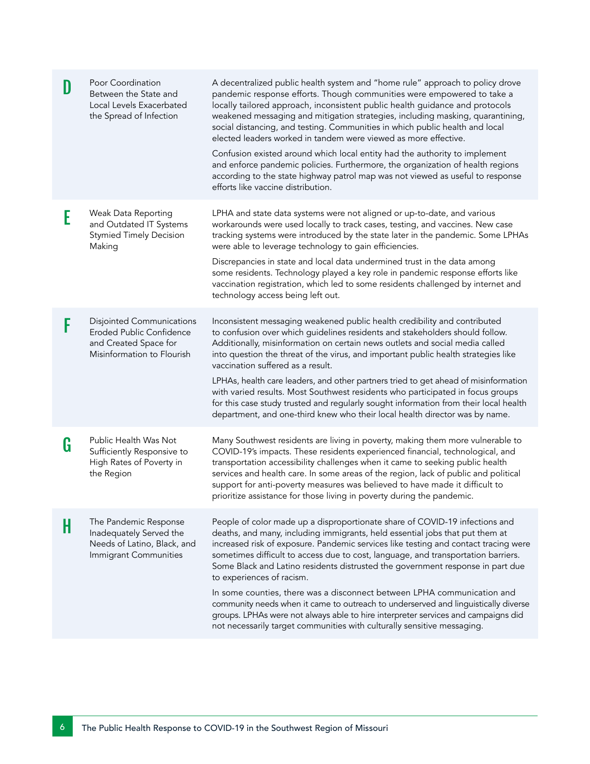**D** **Poor Coordination Between the State and Local Levels Exacerbated the Spread of Infection**

A decentralized public health system and "home rule" approach to policy drove pandemic response efforts. Though communities were empowered to take a locally tailored approach, inconsistent public health guidance and protocols weakened messaging and mitigation strategies, including masking, quarantining, social distancing, and testing. Communities in which public health and local elected leaders worked in tandem were viewed as more effective.

Confusion existed around which local entity had the authority to implement and enforce pandemic policies. Furthermore, the organization of health regions according to the state highway patrol map was not viewed as useful to response efforts like vaccine distribution.

**E** **Weak Data Reporting and Outdated IT Systems Stymied Timely Decision Making**

LPHA and state data systems were not aligned or up-to-date, and various workarounds were used locally to track cases, testing, and vaccines. New case tracking systems were introduced by the state later in the pandemic. Some LPHAs were able to leverage technology to gain efficiencies.

Discrepancies in state and local data undermined trust in the data among some residents. Technology played a key role in pandemic response efforts like vaccination registration, which led to some residents challenged by internet and technology access being left out.

**F** **Disjointed Communications Eroded Public Confidence and Created Space for Misinformation to Flourish**

Inconsistent messaging weakened public health credibility and contributed to confusion over which guidelines residents and stakeholders should follow. Additionally, misinformation on certain news outlets and social media called into question the threat of the virus, and important public health strategies like vaccination suffered as a result.

LPHAs, health care leaders, and other partners tried to get ahead of misinformation with varied results. Most Southwest residents who participated in focus groups for this case study trusted and regularly sought information from their local health department, and one-third knew who their local health director was by name.

**G** **Public Health Was Not Sufficiently Responsive to High Rates of Poverty in the Region**

Many Southwest residents are living in poverty, making them more vulnerable to COVID-19's impacts. These residents experienced financial, technological, and transportation accessibility challenges when it came to seeking public health services and health care. In some areas of the region, lack of public and political support for anti-poverty measures was believed to have made it difficult to prioritize assistance for those living in poverty during the pandemic.

**H** **The Pandemic Response Inadequately Served the Needs of Latino, Black, and Immigrant Communities**

People of color made up a disproportionate share of COVID-19 infections and deaths, and many, including immigrants, held essential jobs that put them at increased risk of exposure. Pandemic services like testing and contact tracing were sometimes difficult to access due to cost, language, and transportation barriers. Some Black and Latino residents distrusted the government response in part due to experiences of racism.

In some counties, there was a disconnect between LPHA communication and community needs when it came to outreach to underserved and linguistically diverse groups. LPHAs were not always able to hire interpreter services and campaigns did not necessarily target communities with culturally sensitive messaging.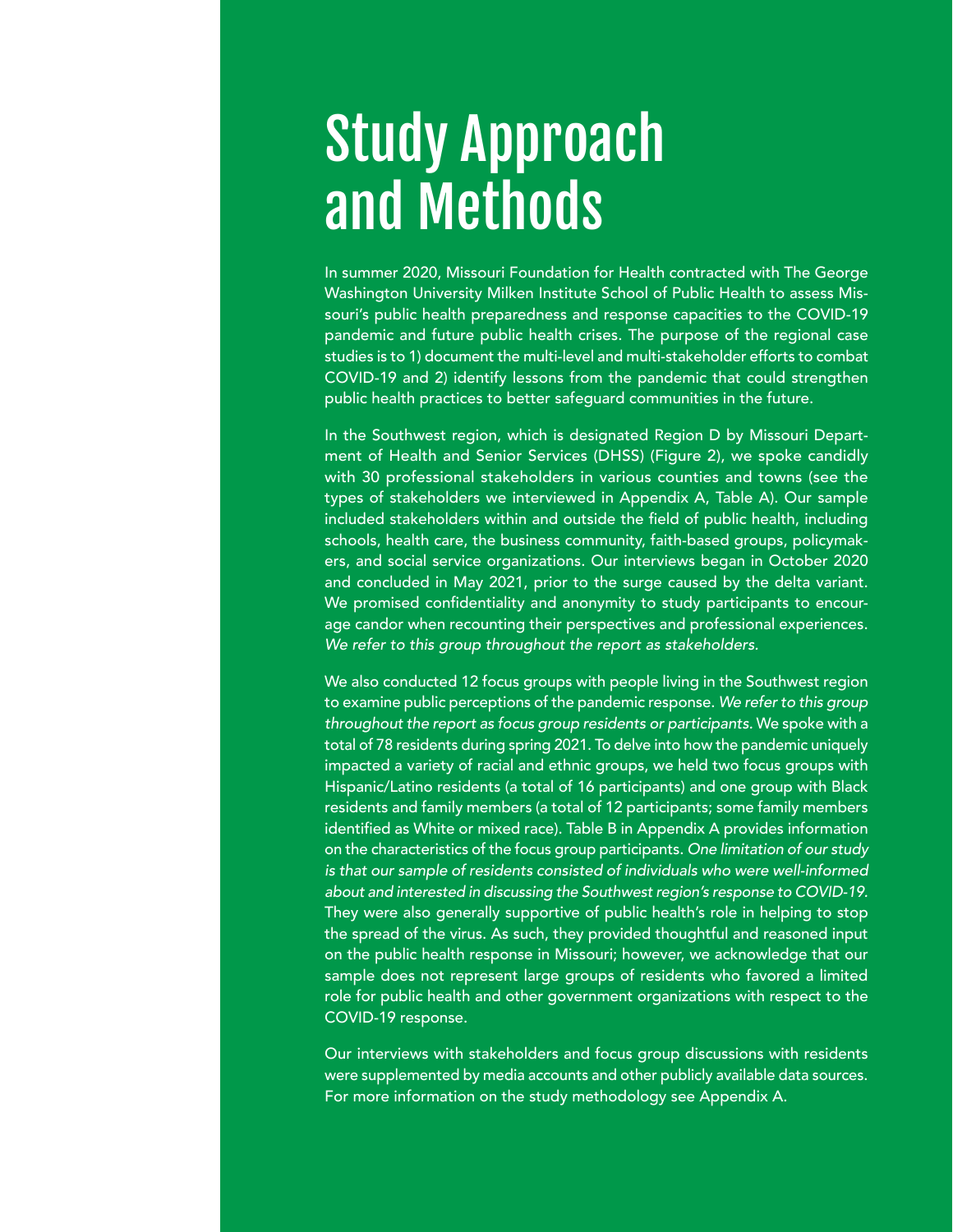# Study Approach and Methods

In summer 2020, Missouri Foundation for Health contracted with The George Washington University Milken Institute School of Public Health to assess Missouri's public health preparedness and response capacities to the COVID-19 pandemic and future public health crises. The purpose of the regional case studies is to 1) document the multi-level and multi-stakeholder efforts to combat COVID-19 and 2) identify lessons from the pandemic that could strengthen public health practices to better safeguard communities in the future.

In the Southwest region, which is designated Region D by Missouri Department of Health and Senior Services (DHSS) (Figure 2), we spoke candidly with 30 professional stakeholders in various counties and towns (see the types of stakeholders we interviewed in Appendix A, Table A). Our sample included stakeholders within and outside the field of public health, including schools, health care, the business community, faith-based groups, policymakers, and social service organizations. Our interviews began in October 2020 and concluded in May 2021, prior to the surge caused by the delta variant. We promised confidentiality and anonymity to study participants to encourage candor when recounting their perspectives and professional experiences. *We refer to this group throughout the report as stakeholders.*

We also conducted 12 focus groups with people living in the Southwest region to examine public perceptions of the pandemic response. *We refer to this group throughout the report as focus group residents or participants.* We spoke with a total of 78 residents during spring 2021. To delve into how the pandemic uniquely impacted a variety of racial and ethnic groups, we held two focus groups with Hispanic/Latino residents (a total of 16 participants) and one group with Black residents and family members (a total of 12 participants; some family members identified as White or mixed race). Table B in Appendix A provides information on the characteristics of the focus group participants. *One limitation of our study is that our sample of residents consisted of individuals who were well-informed about and interested in discussing the Southwest region's response to COVID-19.* They were also generally supportive of public health's role in helping to stop the spread of the virus. As such, they provided thoughtful and reasoned input on the public health response in Missouri; however, we acknowledge that our sample does not represent large groups of residents who favored a limited role for public health and other government organizations with respect to the COVID-19 response.

Our interviews with stakeholders and focus group discussions with residents were supplemented by media accounts and other publicly available data sources. For more information on the study methodology see Appendix A.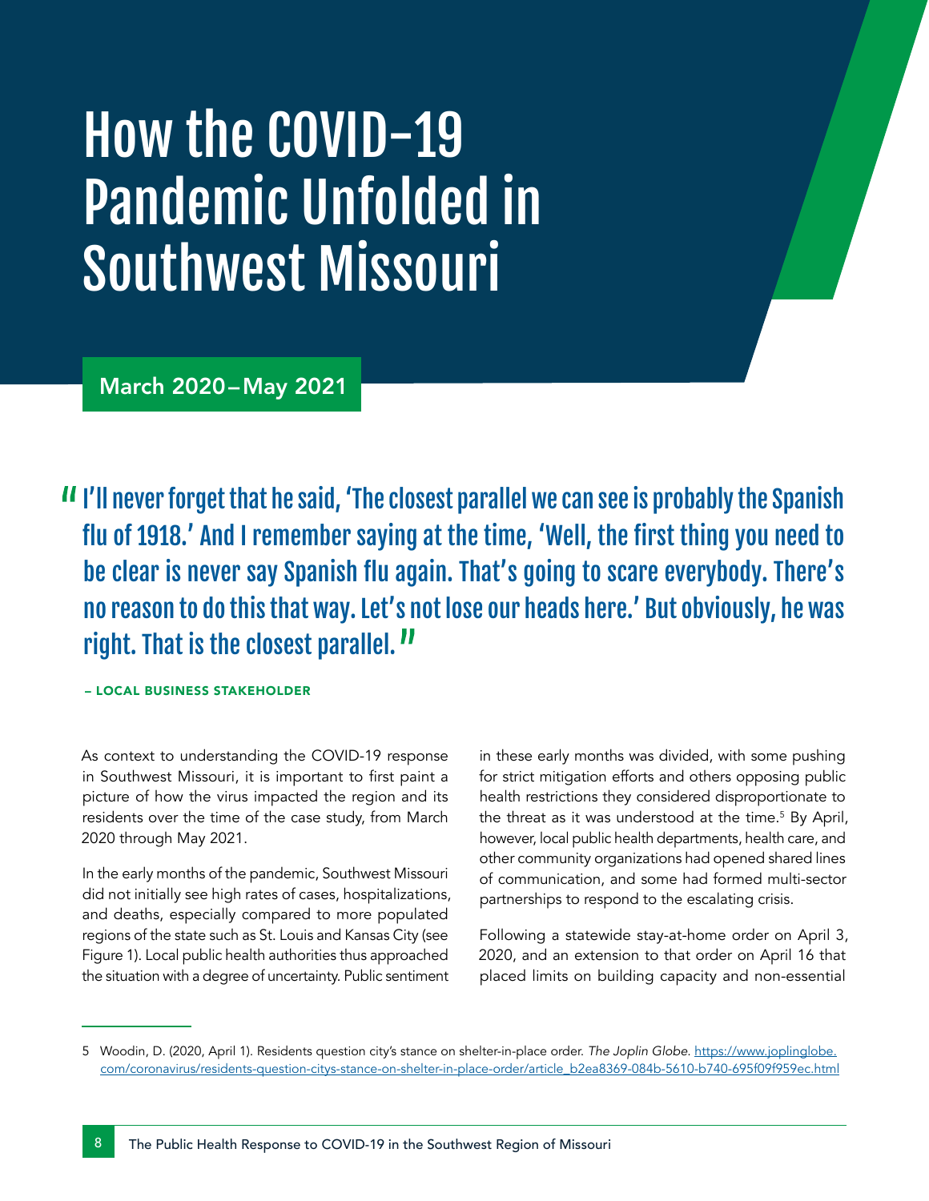# How the COVID-19 Pandemic Unfolded in Southwest Missouri

**March 2020–May 2021**

> "I'll never forget that he said, 'The closest parallel we can see is probably the Spanish flu of 1918.' And I remember saying at the time, 'Well, the first thing you need to be clear is never say Spanish flu again. That's going to scare everybody. There's no reason to do this that way. Let's not lose our heads here.' But obviously, he was right. That is the closest parallel."
>
> – LOCAL BUSINESS STAKEHOLDER

As context to understanding the COVID-19 response in Southwest Missouri, it is important to first paint a picture of how the virus impacted the region and its residents over the time of the case study, from March 2020 through May 2021.

In the early months of the pandemic, Southwest Missouri did not initially see high rates of cases, hospitalizations, and deaths, especially compared to more populated regions of the state such as St. Louis and Kansas City (see Figure 1). Local public health authorities thus approached the situation with a degree of uncertainty. Public sentiment in these early months was divided, with some pushing for strict mitigation efforts and others opposing public health restrictions they considered disproportionate to the threat as it was understood at the time.[5] By April, however, local public health departments, health care, and other community organizations had opened shared lines of communication, and some had formed multi-sector partnerships to respond to the escalating crisis.

Following a statewide stay-at-home order on April 3, 2020, and an extension to that order on April 16 that placed limits on building capacity and non-essential

---

5 Woodin, D. (2020, April 1). Residents question city's stance on shelter-in-place order. *The Joplin Globe.* https://www.joplinglobe.com/coronavirus/residents-question-citys-stance-on-shelter-in-place-order/article_b2ea8369-084b-5610-b740-695f09f959ec.html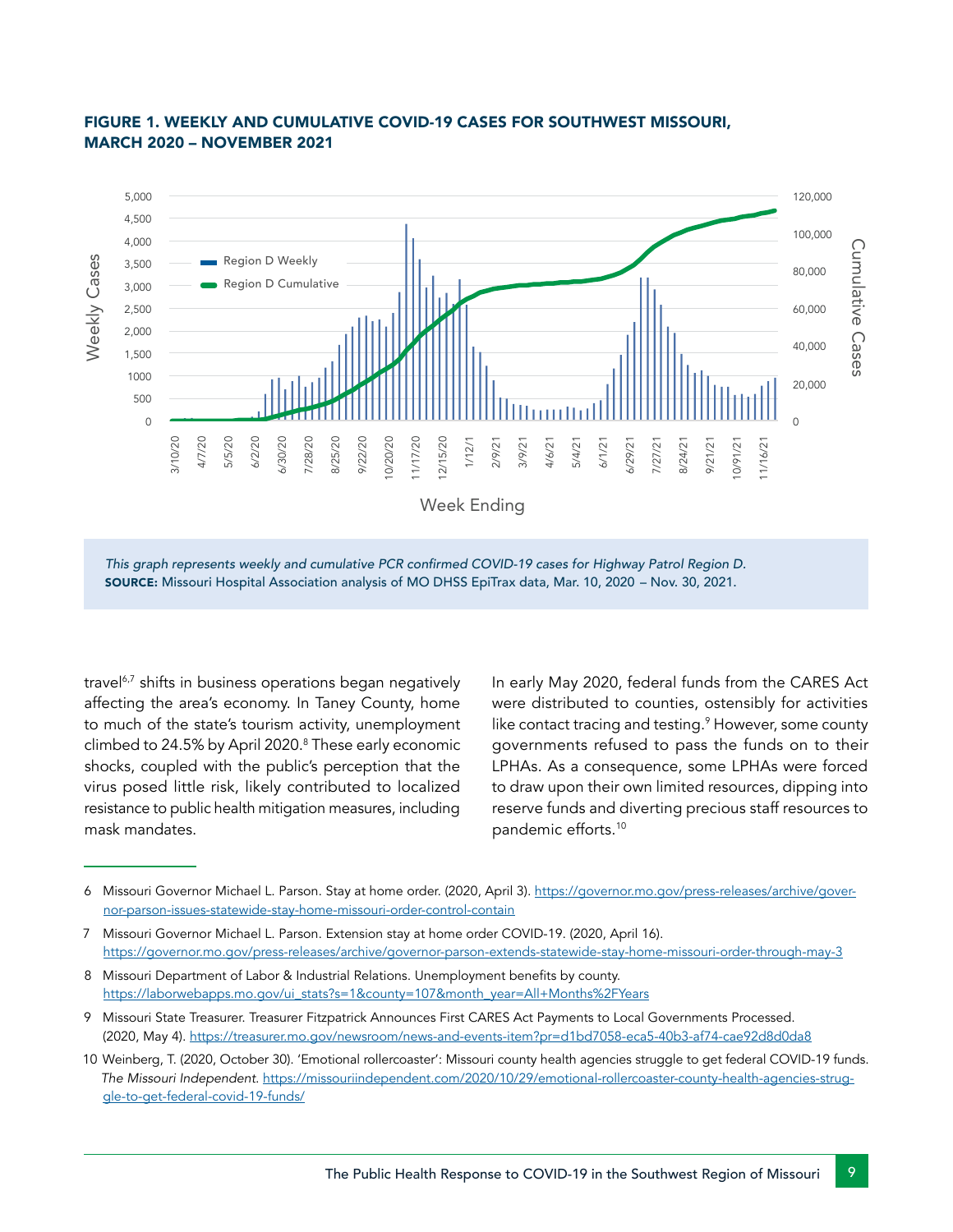**FIGURE 1. WEEKLY AND CUMULATIVE COVID-19 CASES FOR SOUTHWEST MISSOURI, MARCH 2020 – NOVEMBER 2021**

*This graph represents weekly and cumulative PCR confirmed COVID-19 cases for Highway Patrol Region D.*
**SOURCE:** Missouri Hospital Association analysis of MO DHSS EpiTrax data, Mar. 10, 2020 – Nov. 30, 2021.

travel[6,7] shifts in business operations began negatively affecting the area's economy. In Taney County, home to much of the state's tourism activity, unemployment climbed to 24.5% by April 2020.[8] These early economic shocks, coupled with the public's perception that the virus posed little risk, likely contributed to localized resistance to public health mitigation measures, including mask mandates.

In early May 2020, federal funds from the CARES Act were distributed to counties, ostensibly for activities like contact tracing and testing.[9] However, some county governments refused to pass the funds on to their LPHAs. As a consequence, some LPHAs were forced to draw upon their own limited resources, dipping into reserve funds and diverting precious staff resources to pandemic efforts.[10]

---

6 Missouri Governor Michael L. Parson. Stay at home order. (2020, April 3). https://governor.mo.gov/press-releases/archive/governor-parson-issues-statewide-stay-home-missouri-order-control-contain

7 Missouri Governor Michael L. Parson. Extension stay at home order COVID-19. (2020, April 16). https://governor.mo.gov/press-releases/archive/governor-parson-extends-statewide-stay-home-missouri-order-through-may-3

8 Missouri Department of Labor & Industrial Relations. Unemployment benefits by county. https://laborwebapps.mo.gov/ui_stats?s=1&county=107&month_year=All+Months%2FYears

9 Missouri State Treasurer. Treasurer Fitzpatrick Announces First CARES Act Payments to Local Governments Processed. (2020, May 4). https://treasurer.mo.gov/newsroom/news-and-events-item?pr=d1bd7058-eca5-40b3-af74-cae92d8d0da8

10 Weinberg, T. (2020, October 30). 'Emotional rollercoaster': Missouri county health agencies struggle to get federal COVID-19 funds. *The Missouri Independent.* https://missouriindependent.com/2020/10/29/emotional-rollercoaster-county-health-agencies-struggle-to-get-federal-covid-19-funds/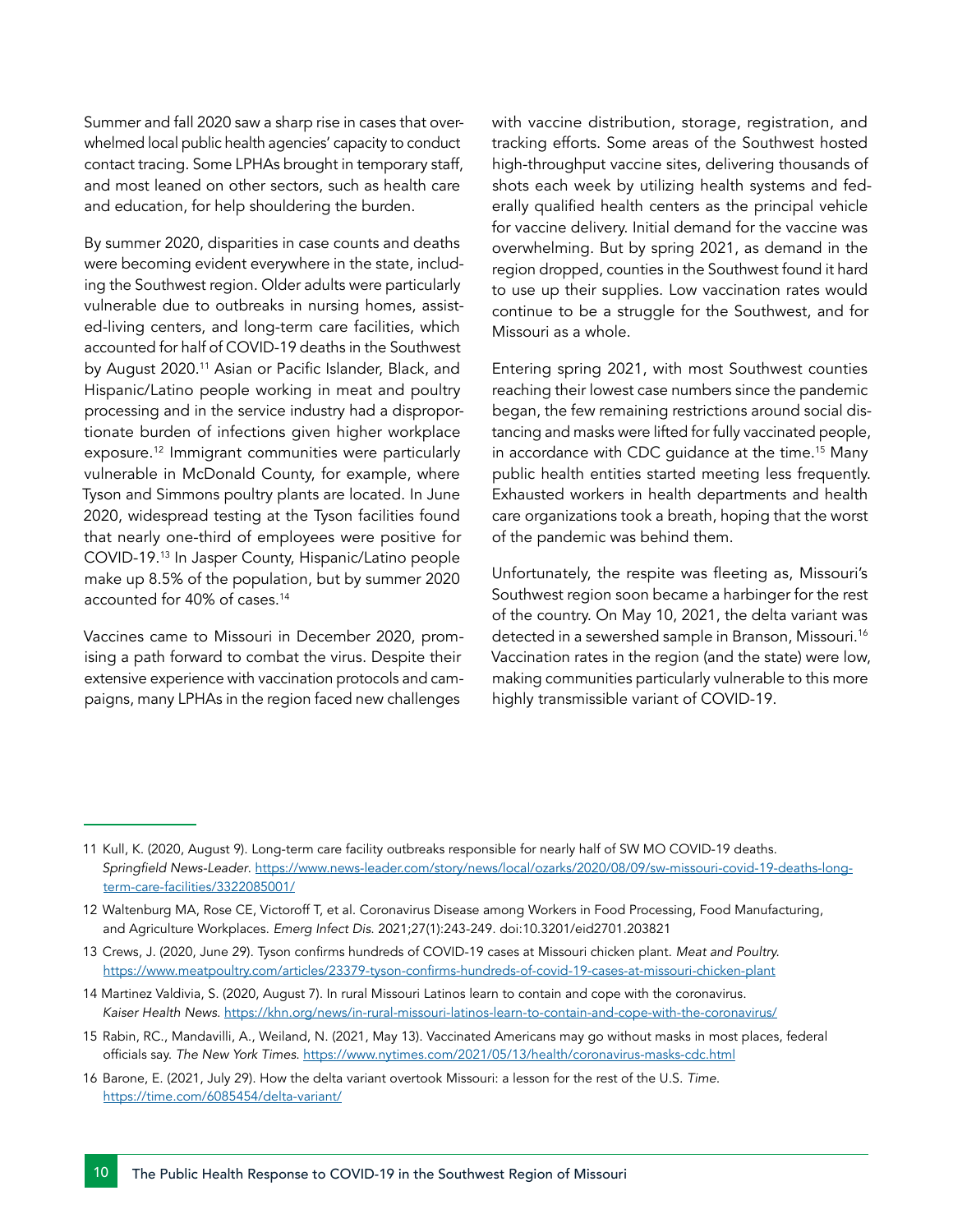Summer and fall 2020 saw a sharp rise in cases that overwhelmed local public health agencies' capacity to conduct contact tracing. Some LPHAs brought in temporary staff, and most leaned on other sectors, such as health care and education, for help shouldering the burden.

By summer 2020, disparities in case counts and deaths were becoming evident everywhere in the state, including the Southwest region. Older adults were particularly vulnerable due to outbreaks in nursing homes, assisted-living centers, and long-term care facilities, which accounted for half of COVID-19 deaths in the Southwest by August 2020.[11] Asian or Pacific Islander, Black, and Hispanic/Latino people working in meat and poultry processing and in the service industry had a disproportionate burden of infections given higher workplace exposure.[12] Immigrant communities were particularly vulnerable in McDonald County, for example, where Tyson and Simmons poultry plants are located. In June 2020, widespread testing at the Tyson facilities found that nearly one-third of employees were positive for COVID-19.[13] In Jasper County, Hispanic/Latino people make up 8.5% of the population, but by summer 2020 accounted for 40% of cases.[14]

Vaccines came to Missouri in December 2020, promising a path forward to combat the virus. Despite their extensive experience with vaccination protocols and campaigns, many LPHAs in the region faced new challenges with vaccine distribution, storage, registration, and tracking efforts. Some areas of the Southwest hosted high-throughput vaccine sites, delivering thousands of shots each week by utilizing health systems and federally qualified health centers as the principal vehicle for vaccine delivery. Initial demand for the vaccine was overwhelming. But by spring 2021, as demand in the region dropped, counties in the Southwest found it hard to use up their supplies. Low vaccination rates would continue to be a struggle for the Southwest, and for Missouri as a whole.

Entering spring 2021, with most Southwest counties reaching their lowest case numbers since the pandemic began, the few remaining restrictions around social distancing and masks were lifted for fully vaccinated people, in accordance with CDC guidance at the time.[15] Many public health entities started meeting less frequently. Exhausted workers in health departments and health care organizations took a breath, hoping that the worst of the pandemic was behind them.

Unfortunately, the respite was fleeting as, Missouri's Southwest region soon became a harbinger for the rest of the country. On May 10, 2021, the delta variant was detected in a sewershed sample in Branson, Missouri.[16] Vaccination rates in the region (and the state) were low, making communities particularly vulnerable to this more highly transmissible variant of COVID-19.

---

11 Kull, K. (2020, August 9). Long-term care facility outbreaks responsible for nearly half of SW MO COVID-19 deaths. *Springfield News-Leader*. https://www.news-leader.com/story/news/local/ozarks/2020/08/09/sw-missouri-covid-19-deaths-long-term-care-facilities/3322085001/

12 Waltenburg MA, Rose CE, Victoroff T, et al. Coronavirus Disease among Workers in Food Processing, Food Manufacturing, and Agriculture Workplaces. *Emerg Infect Dis.* 2021;27(1):243-249. doi:10.3201/eid2701.203821

13 Crews, J. (2020, June 29). Tyson confirms hundreds of COVID-19 cases at Missouri chicken plant. *Meat and Poultry.* https://www.meatpoultry.com/articles/23379-tyson-confirms-hundreds-of-covid-19-cases-at-missouri-chicken-plant

14 Martinez Valdivia, S. (2020, August 7). In rural Missouri Latinos learn to contain and cope with the coronavirus. *Kaiser Health News.* https://khn.org/news/in-rural-missouri-latinos-learn-to-contain-and-cope-with-the-coronavirus/

15 Rabin, RC., Mandavilli, A., Weiland, N. (2021, May 13). Vaccinated Americans may go without masks in most places, federal officials say. *The New York Times.* https://www.nytimes.com/2021/05/13/health/coronavirus-masks-cdc.html

16 Barone, E. (2021, July 29). How the delta variant overtook Missouri: a lesson for the rest of the U.S. *Time.* https://time.com/6085454/delta-variant/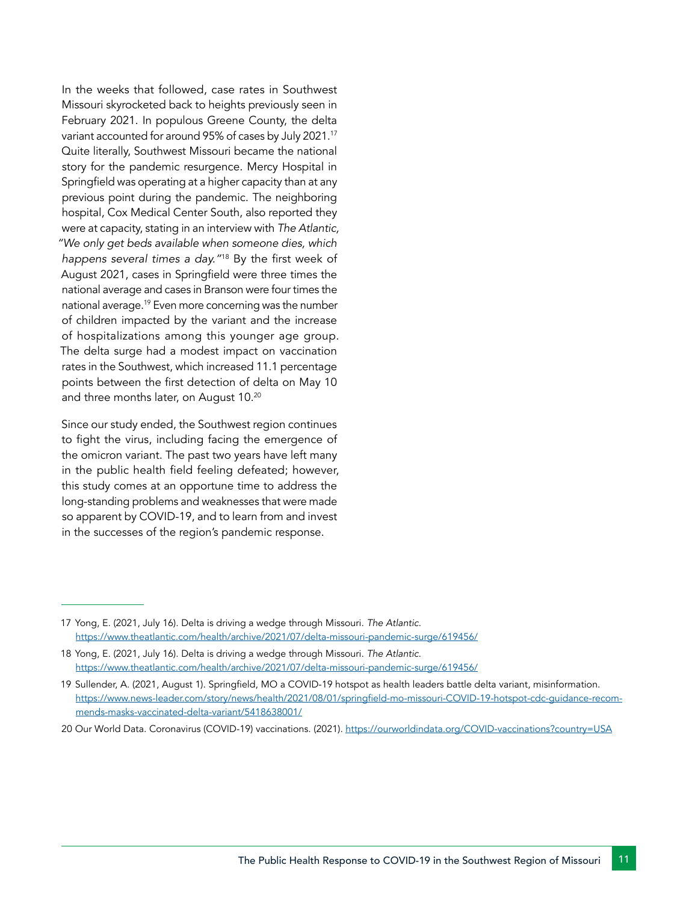In the weeks that followed, case rates in Southwest Missouri skyrocketed back to heights previously seen in February 2021. In populous Greene County, the delta variant accounted for around 95% of cases by July 2021.[17] Quite literally, Southwest Missouri became the national story for the pandemic resurgence. Mercy Hospital in Springfield was operating at a higher capacity than at any previous point during the pandemic. The neighboring hospital, Cox Medical Center South, also reported they were at capacity, stating in an interview with *The Atlantic*, *"We only get beds available when someone dies, which happens several times a day."*[18] By the first week of August 2021, cases in Springfield were three times the national average and cases in Branson were four times the national average.[19] Even more concerning was the number of children impacted by the variant and the increase of hospitalizations among this younger age group. The delta surge had a modest impact on vaccination rates in the Southwest, which increased 11.1 percentage points between the first detection of delta on May 10 and three months later, on August 10.[20]

Since our study ended, the Southwest region continues to fight the virus, including facing the emergence of the omicron variant. The past two years have left many in the public health field feeling defeated; however, this study comes at an opportune time to address the long-standing problems and weaknesses that were made so apparent by COVID-19, and to learn from and invest in the successes of the region's pandemic response.

---

17 Yong, E. (2021, July 16). Delta is driving a wedge through Missouri. *The Atlantic*. https://www.theatlantic.com/health/archive/2021/07/delta-missouri-pandemic-surge/619456/

18 Yong, E. (2021, July 16). Delta is driving a wedge through Missouri. *The Atlantic*. https://www.theatlantic.com/health/archive/2021/07/delta-missouri-pandemic-surge/619456/

19 Sullender, A. (2021, August 1). Springfield, MO a COVID-19 hotspot as health leaders battle delta variant, misinformation. https://www.news-leader.com/story/news/health/2021/08/01/springfield-mo-missouri-COVID-19-hotspot-cdc-guidance-recommends-masks-vaccinated-delta-variant/5418638001/

20 Our World Data. Coronavirus (COVID-19) vaccinations. (2021). https://ourworldindata.org/COVID-vaccinations?country=USA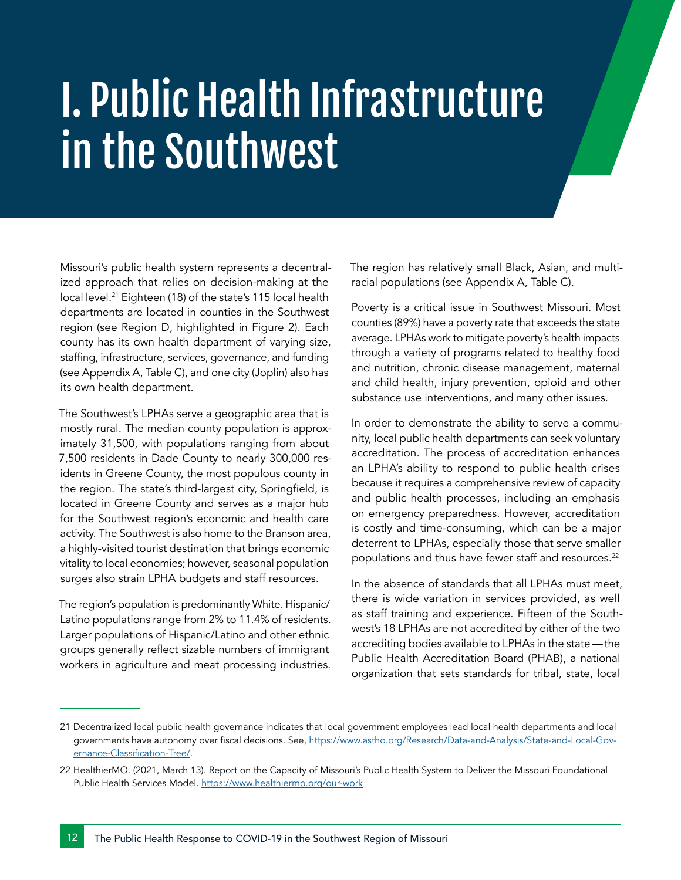# I. Public Health Infrastructure in the Southwest

Missouri's public health system represents a decentralized approach that relies on decision-making at the local level.[21] Eighteen (18) of the state's 115 local health departments are located in counties in the Southwest region (see Region D, highlighted in Figure 2). Each county has its own health department of varying size, staffing, infrastructure, services, governance, and funding (see Appendix A, Table C), and one city (Joplin) also has its own health department.

The Southwest's LPHAs serve a geographic area that is mostly rural. The median county population is approximately 31,500, with populations ranging from about 7,500 residents in Dade County to nearly 300,000 residents in Greene County, the most populous county in the region. The state's third-largest city, Springfield, is located in Greene County and serves as a major hub for the Southwest region's economic and health care activity. The Southwest is also home to the Branson area, a highly-visited tourist destination that brings economic vitality to local economies; however, seasonal population surges also strain LPHA budgets and staff resources.

The region's population is predominantly White. Hispanic/Latino populations range from 2% to 11.4% of residents. Larger populations of Hispanic/Latino and other ethnic groups generally reflect sizable numbers of immigrant workers in agriculture and meat processing industries. The region has relatively small Black, Asian, and multiracial populations (see Appendix A, Table C).

Poverty is a critical issue in Southwest Missouri. Most counties (89%) have a poverty rate that exceeds the state average. LPHAs work to mitigate poverty's health impacts through a variety of programs related to healthy food and nutrition, chronic disease management, maternal and child health, injury prevention, opioid and other substance use interventions, and many other issues.

In order to demonstrate the ability to serve a community, local public health departments can seek voluntary accreditation. The process of accreditation enhances an LPHA's ability to respond to public health crises because it requires a comprehensive review of capacity and public health processes, including an emphasis on emergency preparedness. However, accreditation is costly and time-consuming, which can be a major deterrent to LPHAs, especially those that serve smaller populations and thus have fewer staff and resources.[22]

In the absence of standards that all LPHAs must meet, there is wide variation in services provided, as well as staff training and experience. Fifteen of the Southwest's 18 LPHAs are not accredited by either of the two accrediting bodies available to LPHAs in the state—the Public Health Accreditation Board (PHAB), a national organization that sets standards for tribal, state, local

---

21 Decentralized local public health governance indicates that local government employees lead local health departments and local governments have autonomy over fiscal decisions. See, https://www.astho.org/Research/Data-and-Analysis/State-and-Local-Governance-Classification-Tree/.

22 HealthierMO. (2021, March 13). Report on the Capacity of Missouri's Public Health System to Deliver the Missouri Foundational Public Health Services Model. https://www.healthiermo.org/our-work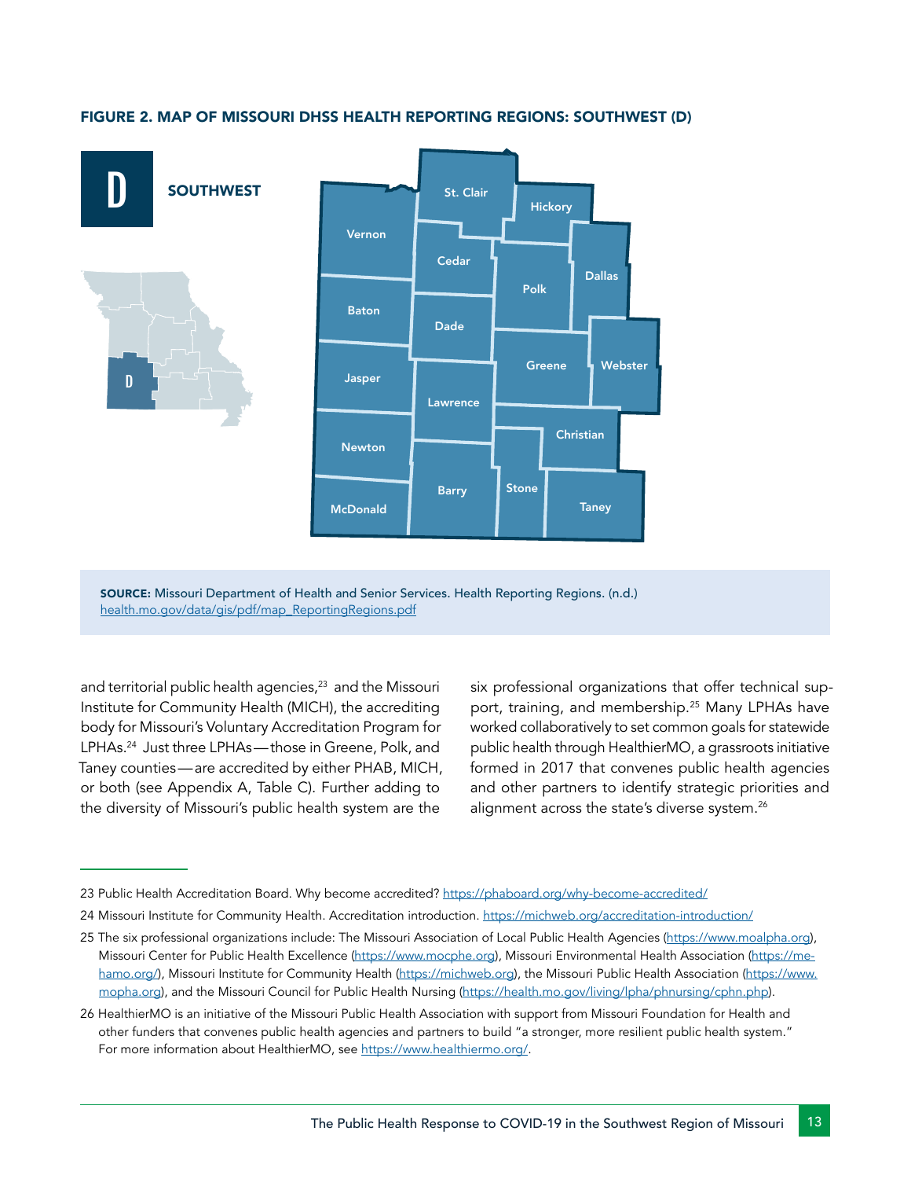### FIGURE 2. MAP OF MISSOURI DHSS HEALTH REPORTING REGIONS: SOUTHWEST (D)

D SOUTHWEST

Vernon, St. Clair, Hickory, Cedar, Polk, Dallas, Baton, Dade, Greene, Webster, Jasper, Lawrence, Christian, Newton, Barry, Stone, Taney, McDonald

**SOURCE:** Missouri Department of Health and Senior Services. Health Reporting Regions. (n.d.) health.mo.gov/data/gis/pdf/map_ReportingRegions.pdf

and territorial public health agencies,[23] and the Missouri Institute for Community Health (MICH), the accrediting body for Missouri's Voluntary Accreditation Program for LPHAs.[24] Just three LPHAs—those in Greene, Polk, and Taney counties—are accredited by either PHAB, MICH, or both (see Appendix A, Table C). Further adding to the diversity of Missouri's public health system are the six professional organizations that offer technical support, training, and membership.[25] Many LPHAs have worked collaboratively to set common goals for statewide public health through HealthierMO, a grassroots initiative formed in 2017 that convenes public health agencies and other partners to identify strategic priorities and alignment across the state's diverse system.[26]

---

23 Public Health Accreditation Board. Why become accredited? https://phaboard.org/why-become-accredited/

24 Missouri Institute for Community Health. Accreditation introduction. https://michweb.org/accreditation-introduction/

25 The six professional organizations include: The Missouri Association of Local Public Health Agencies (https://www.moalpha.org), Missouri Center for Public Health Excellence (https://www.mocphe.org), Missouri Environmental Health Association (https://mehamo.org/), Missouri Institute for Community Health (https://michweb.org), the Missouri Public Health Association (https://www.mopha.org), and the Missouri Council for Public Health Nursing (https://health.mo.gov/living/lpha/phnursing/cphn.php).

26 HealthierMO is an initiative of the Missouri Public Health Association with support from Missouri Foundation for Health and other funders that convenes public health agencies and partners to build "a stronger, more resilient public health system." For more information about HealthierMO, see https://www.healthiermo.org/.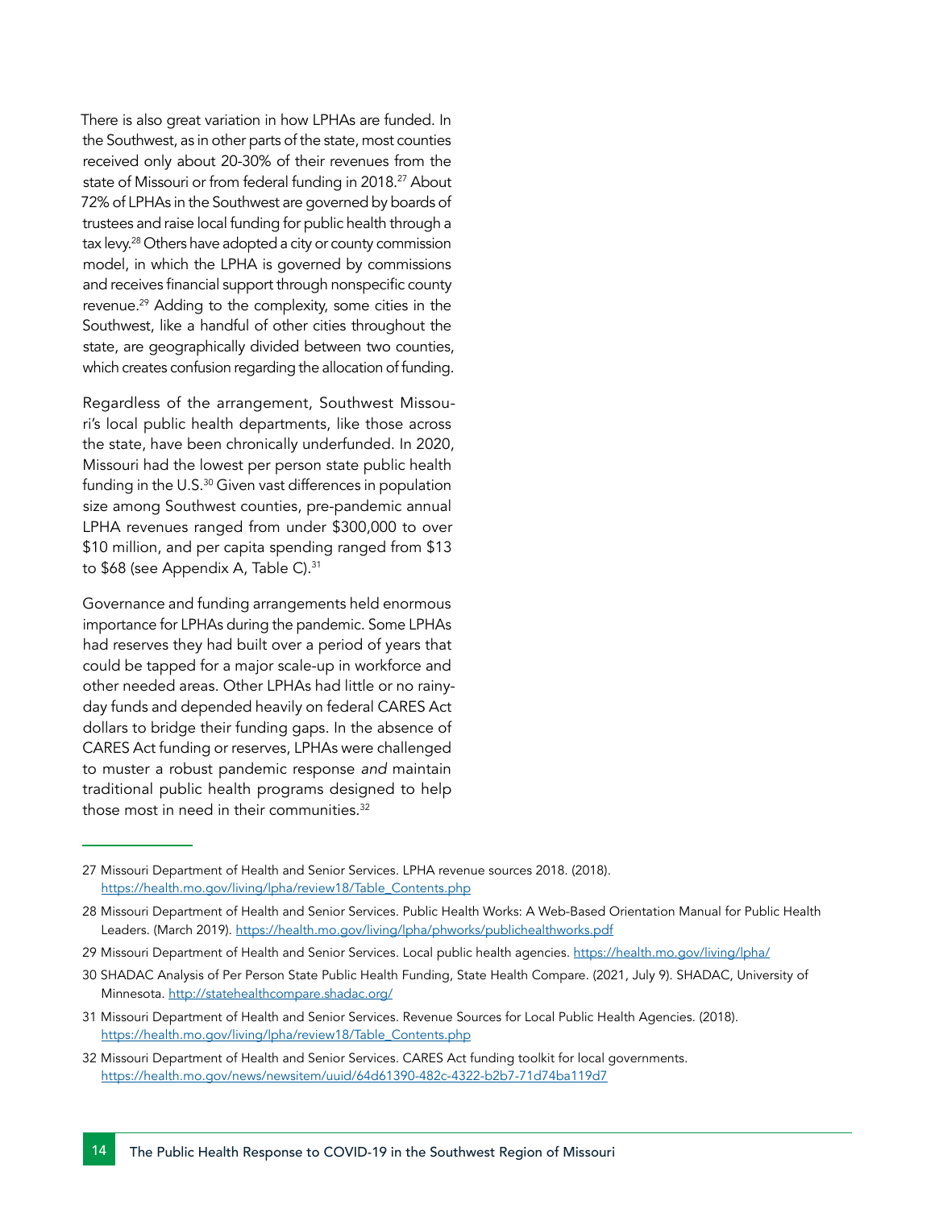There is also great variation in how LPHAs are funded. In the Southwest, as in other parts of the state, most counties received only about 20-30% of their revenues from the state of Missouri or from federal funding in 2018.[27] About 72% of LPHAs in the Southwest are governed by boards of trustees and raise local funding for public health through a tax levy.[28] Others have adopted a city or county commission model, in which the LPHA is governed by commissions and receives financial support through nonspecific county revenue.[29] Adding to the complexity, some cities in the Southwest, like a handful of other cities throughout the state, are geographically divided between two counties, which creates confusion regarding the allocation of funding.

Regardless of the arrangement, Southwest Missouri's local public health departments, like those across the state, have been chronically underfunded. In 2020, Missouri had the lowest per person state public health funding in the U.S.[30] Given vast differences in population size among Southwest counties, pre-pandemic annual LPHA revenues ranged from under $300,000 to over $10 million, and per capita spending ranged from $13 to $68 (see Appendix A, Table C).[31]

Governance and funding arrangements held enormous importance for LPHAs during the pandemic. Some LPHAs had reserves they had built over a period of years that could be tapped for a major scale-up in workforce and other needed areas. Other LPHAs had little or no rainy-day funds and depended heavily on federal CARES Act dollars to bridge their funding gaps. In the absence of CARES Act funding or reserves, LPHAs were challenged to muster a robust pandemic response *and* maintain traditional public health programs designed to help those most in need in their communities.[32]

---

27 Missouri Department of Health and Senior Services. LPHA revenue sources 2018. (2018). https://health.mo.gov/living/lpha/review18/Table_Contents.php

28 Missouri Department of Health and Senior Services. Public Health Works: A Web-Based Orientation Manual for Public Health Leaders. (March 2019). https://health.mo.gov/living/lpha/phworks/publichealthworks.pdf

29 Missouri Department of Health and Senior Services. Local public health agencies. https://health.mo.gov/living/lpha/

30 SHADAC Analysis of Per Person State Public Health Funding, State Health Compare. (2021, July 9). SHADAC, University of Minnesota. http://statehealthcompare.shadac.org/

31 Missouri Department of Health and Senior Services. Revenue Sources for Local Public Health Agencies. (2018). https://health.mo.gov/living/lpha/review18/Table_Contents.php

32 Missouri Department of Health and Senior Services. CARES Act funding toolkit for local governments. https://health.mo.gov/news/newsitem/uuid/64d61390-482c-4322-b2b7-71d74ba119d7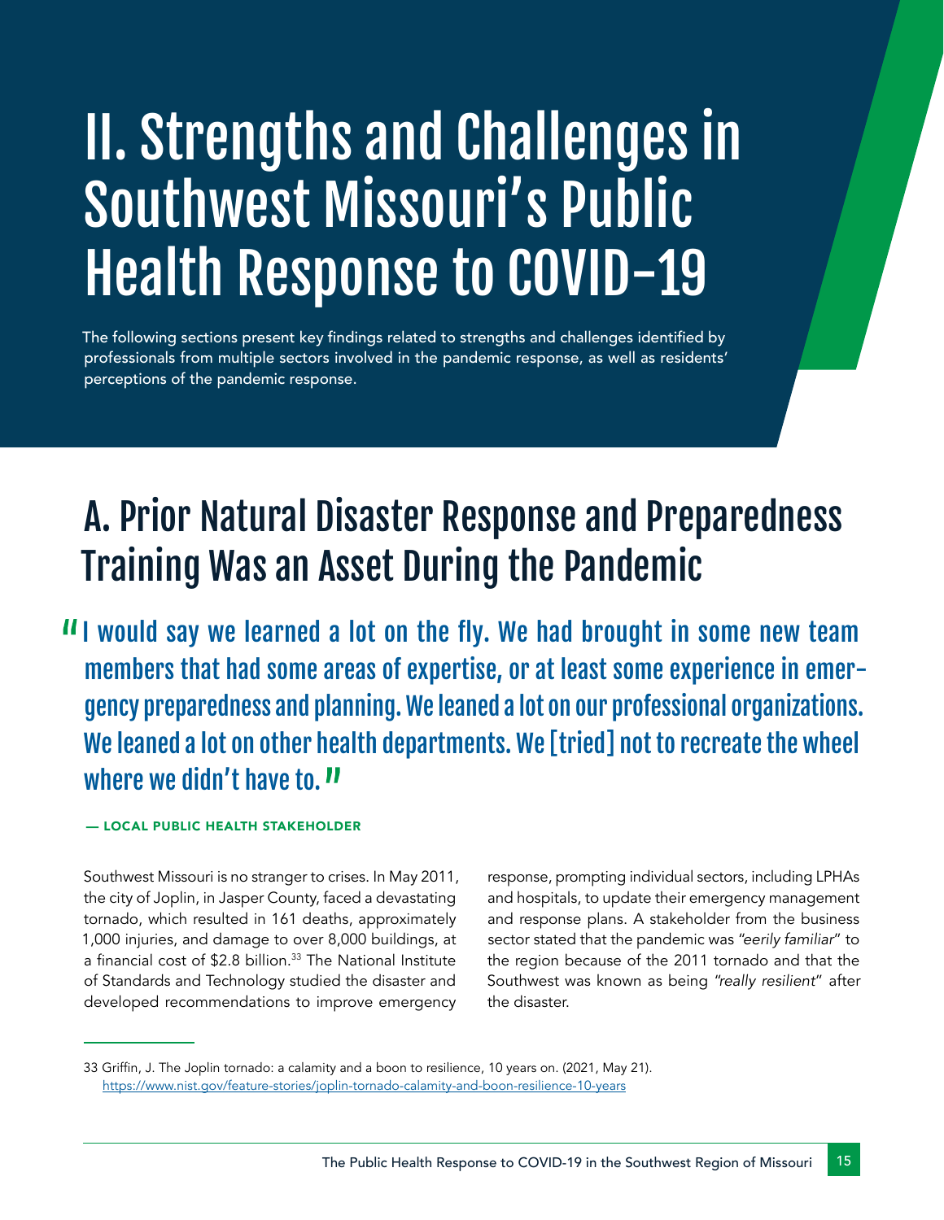# II. Strengths and Challenges in Southwest Missouri's Public Health Response to COVID-19

The following sections present key findings related to strengths and challenges identified by professionals from multiple sectors involved in the pandemic response, as well as residents' perceptions of the pandemic response.

## A. Prior Natural Disaster Response and Preparedness Training Was an Asset During the Pandemic

"I would say we learned a lot on the fly. We had brought in some new team members that had some areas of expertise, or at least some experience in emergency preparedness and planning. We leaned a lot on our professional organizations. We leaned a lot on other health departments. We [tried] not to recreate the wheel where we didn't have to."

— LOCAL PUBLIC HEALTH STAKEHOLDER

Southwest Missouri is no stranger to crises. In May 2011, the city of Joplin, in Jasper County, faced a devastating tornado, which resulted in 161 deaths, approximately 1,000 injuries, and damage to over 8,000 buildings, at a financial cost of $2.8 billion.[33] The National Institute of Standards and Technology studied the disaster and developed recommendations to improve emergency response, prompting individual sectors, including LPHAs and hospitals, to update their emergency management and response plans. A stakeholder from the business sector stated that the pandemic was "*eerily familiar*" to the region because of the 2011 tornado and that the Southwest was known as being "*really resilient*" after the disaster.

---

33 Griffin, J. The Joplin tornado: a calamity and a boon to resilience, 10 years on. (2021, May 21). https://www.nist.gov/feature-stories/joplin-tornado-calamity-and-boon-resilience-10-years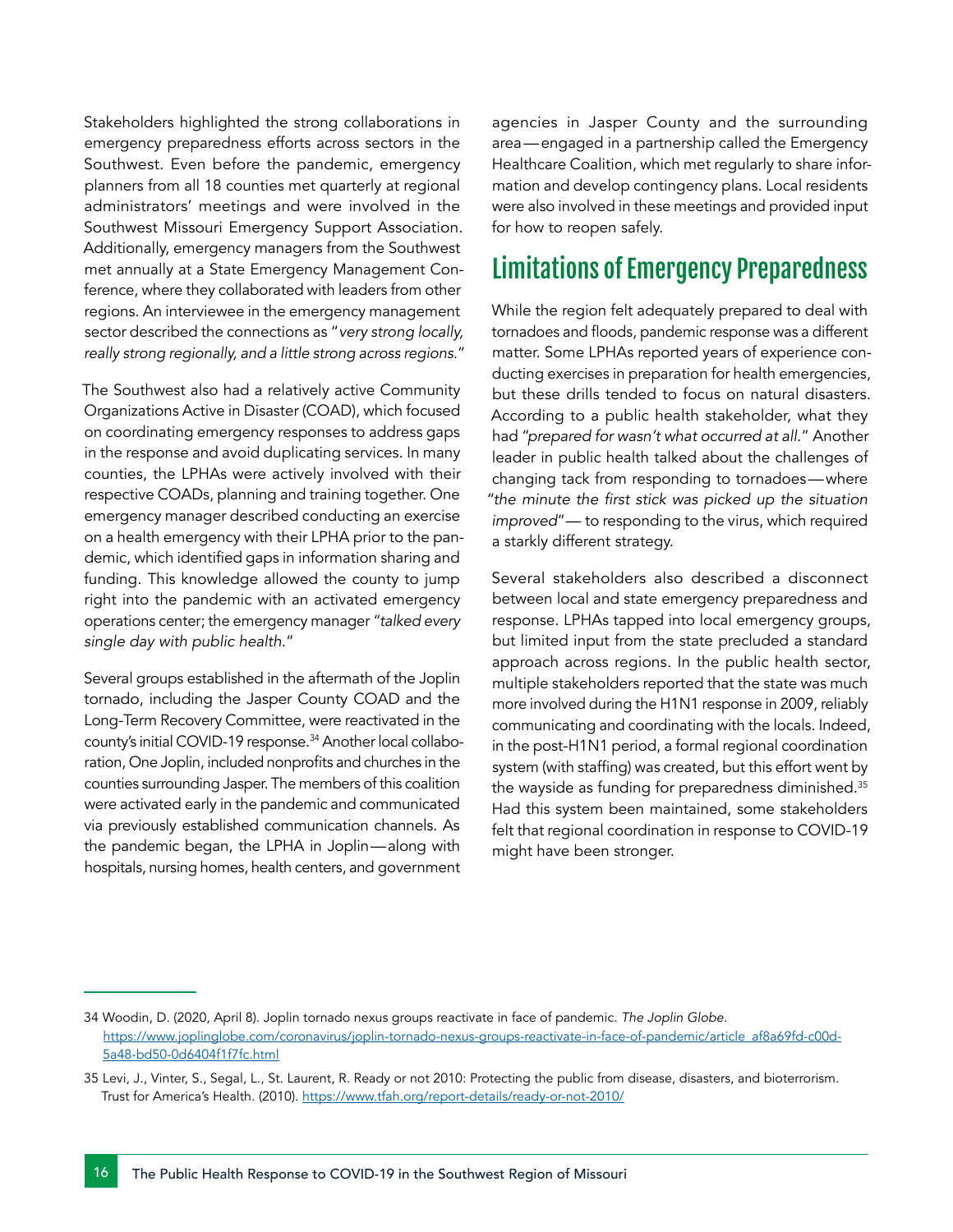Stakeholders highlighted the strong collaborations in emergency preparedness efforts across sectors in the Southwest. Even before the pandemic, emergency planners from all 18 counties met quarterly at regional administrators' meetings and were involved in the Southwest Missouri Emergency Support Association. Additionally, emergency managers from the Southwest met annually at a State Emergency Management Conference, where they collaborated with leaders from other regions. An interviewee in the emergency management sector described the connections as "*very strong locally, really strong regionally, and a little strong across regions.*"

The Southwest also had a relatively active Community Organizations Active in Disaster (COAD), which focused on coordinating emergency responses to address gaps in the response and avoid duplicating services. In many counties, the LPHAs were actively involved with their respective COADs, planning and training together. One emergency manager described conducting an exercise on a health emergency with their LPHA prior to the pandemic, which identified gaps in information sharing and funding. This knowledge allowed the county to jump right into the pandemic with an activated emergency operations center; the emergency manager "*talked every single day with public health.*"

Several groups established in the aftermath of the Joplin tornado, including the Jasper County COAD and the Long-Term Recovery Committee, were reactivated in the county's initial COVID-19 response.[34] Another local collaboration, One Joplin, included nonprofits and churches in the counties surrounding Jasper. The members of this coalition were activated early in the pandemic and communicated via previously established communication channels. As the pandemic began, the LPHA in Joplin—along with hospitals, nursing homes, health centers, and government agencies in Jasper County and the surrounding area—engaged in a partnership called the Emergency Healthcare Coalition, which met regularly to share information and develop contingency plans. Local residents were also involved in these meetings and provided input for how to reopen safely.

## Limitations of Emergency Preparedness

While the region felt adequately prepared to deal with tornadoes and floods, pandemic response was a different matter. Some LPHAs reported years of experience conducting exercises in preparation for health emergencies, but these drills tended to focus on natural disasters. According to a public health stakeholder, what they had "*prepared for wasn't what occurred at all.*" Another leader in public health talked about the challenges of changing tack from responding to tornadoes—where "*the minute the first stick was picked up the situation improved*"—to responding to the virus, which required a starkly different strategy.

Several stakeholders also described a disconnect between local and state emergency preparedness and response. LPHAs tapped into local emergency groups, but limited input from the state precluded a standard approach across regions. In the public health sector, multiple stakeholders reported that the state was much more involved during the H1N1 response in 2009, reliably communicating and coordinating with the locals. Indeed, in the post-H1N1 period, a formal regional coordination system (with staffing) was created, but this effort went by the wayside as funding for preparedness diminished.[35] Had this system been maintained, some stakeholders felt that regional coordination in response to COVID-19 might have been stronger.

---

34 Woodin, D. (2020, April 8). Joplin tornado nexus groups reactivate in face of pandemic. *The Joplin Globe*. https://www.joplinglobe.com/coronavirus/joplin-tornado-nexus-groups-reactivate-in-face-of-pandemic/article_af8a69fd-c00d-5a48-bd50-0d6404f1f7fc.html

35 Levi, J., Vinter, S., Segal, L., St. Laurent, R. Ready or not 2010: Protecting the public from disease, disasters, and bioterrorism. Trust for America's Health. (2010). https://www.tfah.org/report-details/ready-or-not-2010/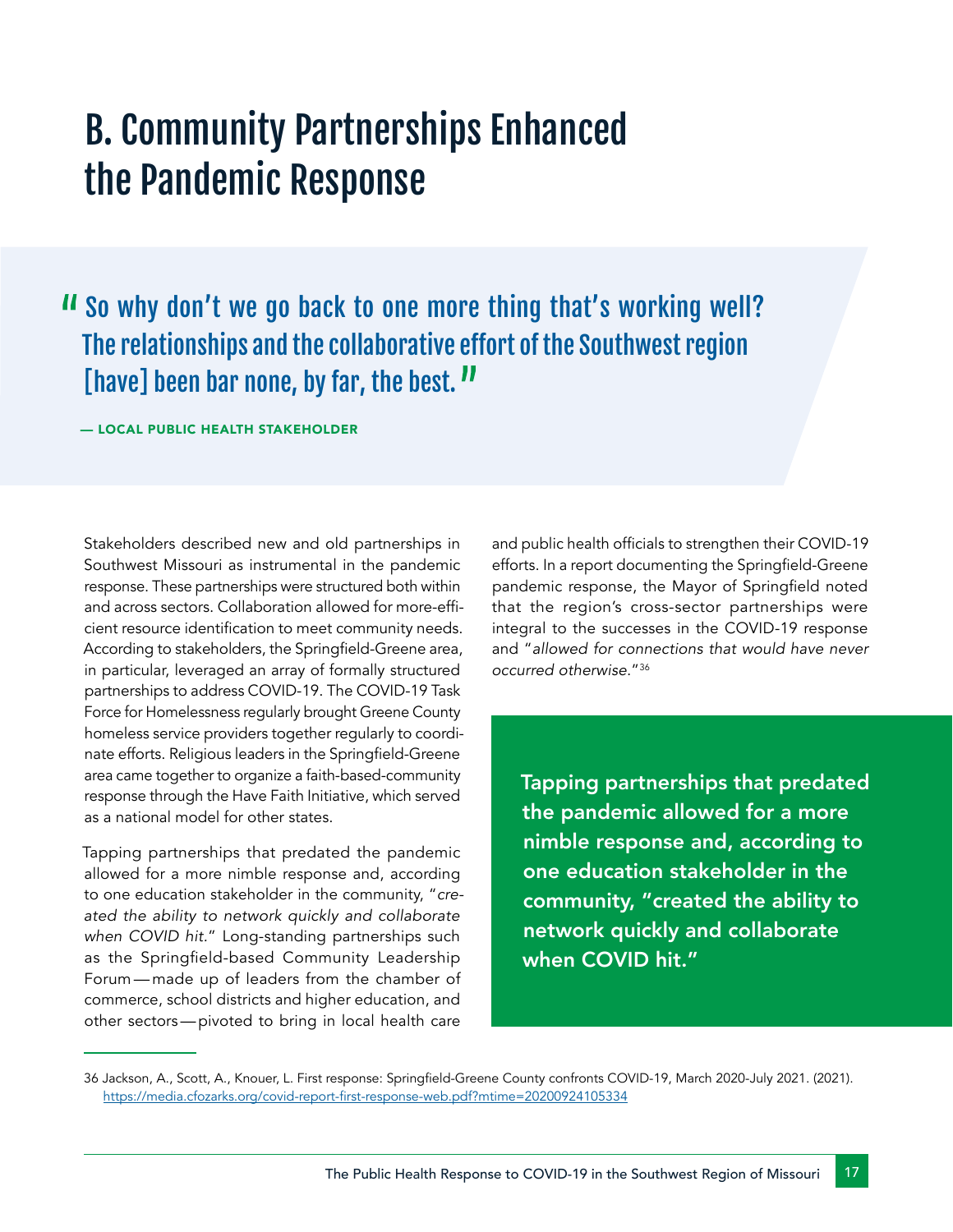# B. Community Partnerships Enhanced the Pandemic Response

> "So why don't we go back to one more thing that's working well? The relationships and the collaborative effort of the Southwest region [have] been bar none, by far, the best."
>
> — LOCAL PUBLIC HEALTH STAKEHOLDER

Stakeholders described new and old partnerships in Southwest Missouri as instrumental in the pandemic response. These partnerships were structured both within and across sectors. Collaboration allowed for more-efficient resource identification to meet community needs. According to stakeholders, the Springfield-Greene area, in particular, leveraged an array of formally structured partnerships to address COVID-19. The COVID-19 Task Force for Homelessness regularly brought Greene County homeless service providers together regularly to coordinate efforts. Religious leaders in the Springfield-Greene area came together to organize a faith-based-community response through the Have Faith Initiative, which served as a national model for other states.

Tapping partnerships that predated the pandemic allowed for a more nimble response and, according to one education stakeholder in the community, "*created the ability to network quickly and collaborate when COVID hit.*" Long-standing partnerships such as the Springfield-based Community Leadership Forum — made up of leaders from the chamber of commerce, school districts and higher education, and other sectors — pivoted to bring in local health care and public health officials to strengthen their COVID-19 efforts. In a report documenting the Springfield-Greene pandemic response, the Mayor of Springfield noted that the region's cross-sector partnerships were integral to the successes in the COVID-19 response and "*allowed for connections that would have never occurred otherwise.*"[36]

**Tapping partnerships that predated the pandemic allowed for a more nimble response and, according to one education stakeholder in the community, "created the ability to network quickly and collaborate when COVID hit."**

36 Jackson, A., Scott, A., Knouer, L. First response: Springfield-Greene County confronts COVID-19, March 2020-July 2021. (2021). https://media.cfozarks.org/covid-report-first-response-web.pdf?mtime=20200924105334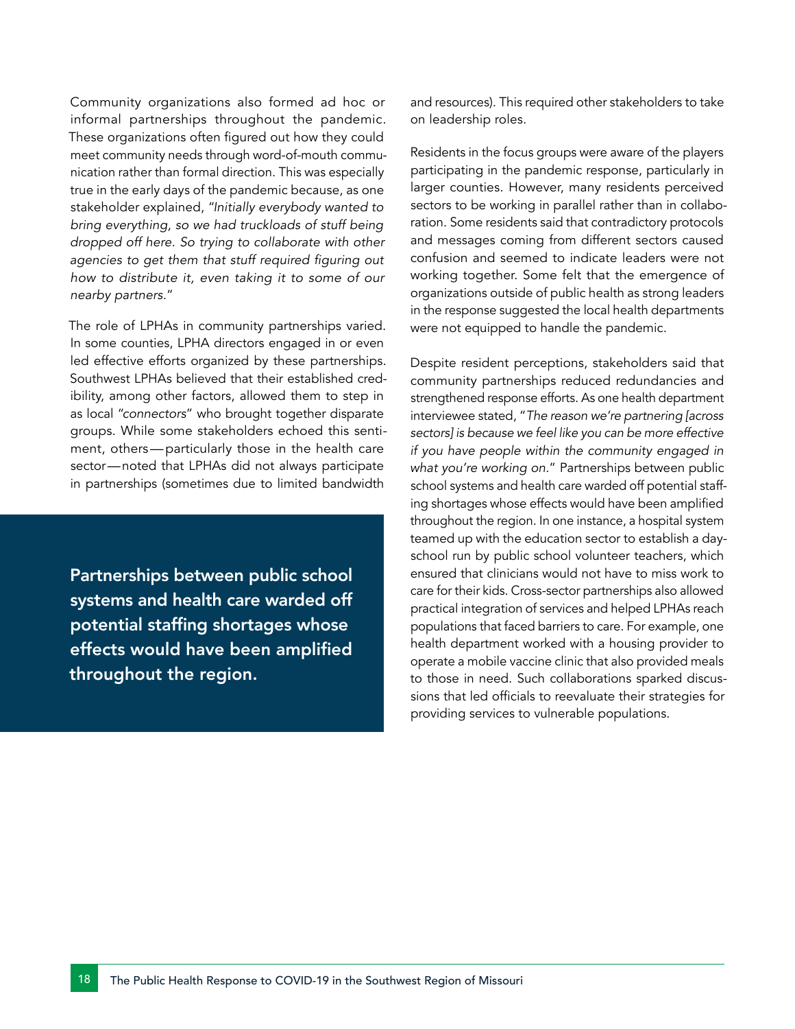Community organizations also formed ad hoc or informal partnerships throughout the pandemic. These organizations often figured out how they could meet community needs through word-of-mouth communication rather than formal direction. This was especially true in the early days of the pandemic because, as one stakeholder explained, "*Initially everybody wanted to bring everything, so we had truckloads of stuff being dropped off here. So trying to collaborate with other agencies to get them that stuff required figuring out how to distribute it, even taking it to some of our nearby partners.*"

The role of LPHAs in community partnerships varied. In some counties, LPHA directors engaged in or even led effective efforts organized by these partnerships. Southwest LPHAs believed that their established credibility, among other factors, allowed them to step in as local "*connectors*" who brought together disparate groups. While some stakeholders echoed this sentiment, others—particularly those in the health care sector—noted that LPHAs did not always participate in partnerships (sometimes due to limited bandwidth and resources). This required other stakeholders to take on leadership roles.

**Partnerships between public school systems and health care warded off potential staffing shortages whose effects would have been amplified throughout the region.**

Residents in the focus groups were aware of the players participating in the pandemic response, particularly in larger counties. However, many residents perceived sectors to be working in parallel rather than in collaboration. Some residents said that contradictory protocols and messages coming from different sectors caused confusion and seemed to indicate leaders were not working together. Some felt that the emergence of organizations outside of public health as strong leaders in the response suggested the local health departments were not equipped to handle the pandemic.

Despite resident perceptions, stakeholders said that community partnerships reduced redundancies and strengthened response efforts. As one health department interviewee stated, "*The reason we're partnering [across sectors] is because we feel like you can be more effective if you have people within the community engaged in what you're working on.*" Partnerships between public school systems and health care warded off potential staffing shortages whose effects would have been amplified throughout the region. In one instance, a hospital system teamed up with the education sector to establish a day-school run by public school volunteer teachers, which ensured that clinicians would not have to miss work to care for their kids. Cross-sector partnerships also allowed practical integration of services and helped LPHAs reach populations that faced barriers to care. For example, one health department worked with a housing provider to operate a mobile vaccine clinic that also provided meals to those in need. Such collaborations sparked discussions that led officials to reevaluate their strategies for providing services to vulnerable populations.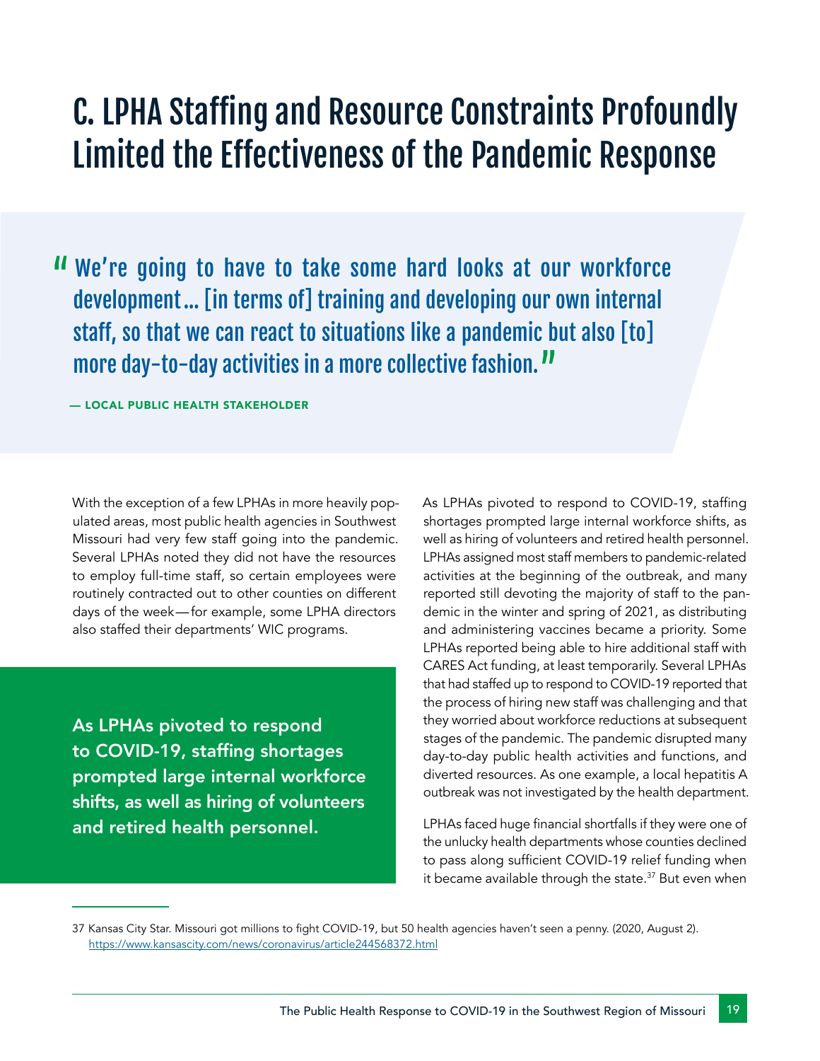## C. LPHA Staffing and Resource Constraints Profoundly Limited the Effectiveness of the Pandemic Response

> "We're going to have to take some hard looks at our workforce development… [in terms of] training and developing our own internal staff, so that we can react to situations like a pandemic but also [to] more day-to-day activities in a more collective fashion."
>
> — LOCAL PUBLIC HEALTH STAKEHOLDER

With the exception of a few LPHAs in more heavily populated areas, most public health agencies in Southwest Missouri had very few staff going into the pandemic. Several LPHAs noted they did not have the resources to employ full-time staff, so certain employees were routinely contracted out to other counties on different days of the week—for example, some LPHA directors also staffed their departments' WIC programs.

**As LPHAs pivoted to respond to COVID-19, staffing shortages prompted large internal workforce shifts, as well as hiring of volunteers and retired health personnel.**

As LPHAs pivoted to respond to COVID-19, staffing shortages prompted large internal workforce shifts, as well as hiring of volunteers and retired health personnel. LPHAs assigned most staff members to pandemic-related activities at the beginning of the outbreak, and many reported still devoting the majority of staff to the pandemic in the winter and spring of 2021, as distributing and administering vaccines became a priority. Some LPHAs reported being able to hire additional staff with CARES Act funding, at least temporarily. Several LPHAs that had staffed up to respond to COVID-19 reported that the process of hiring new staff was challenging and that they worried about workforce reductions at subsequent stages of the pandemic. The pandemic disrupted many day-to-day public health activities and functions, and diverted resources. As one example, a local hepatitis A outbreak was not investigated by the health department.

LPHAs faced huge financial shortfalls if they were one of the unlucky health departments whose counties declined to pass along sufficient COVID-19 relief funding when it became available through the state.[37] But even when

37 Kansas City Star. Missouri got millions to fight COVID-19, but 50 health agencies haven't seen a penny. (2020, August 2). https://www.kansascity.com/news/coronavirus/article244568372.html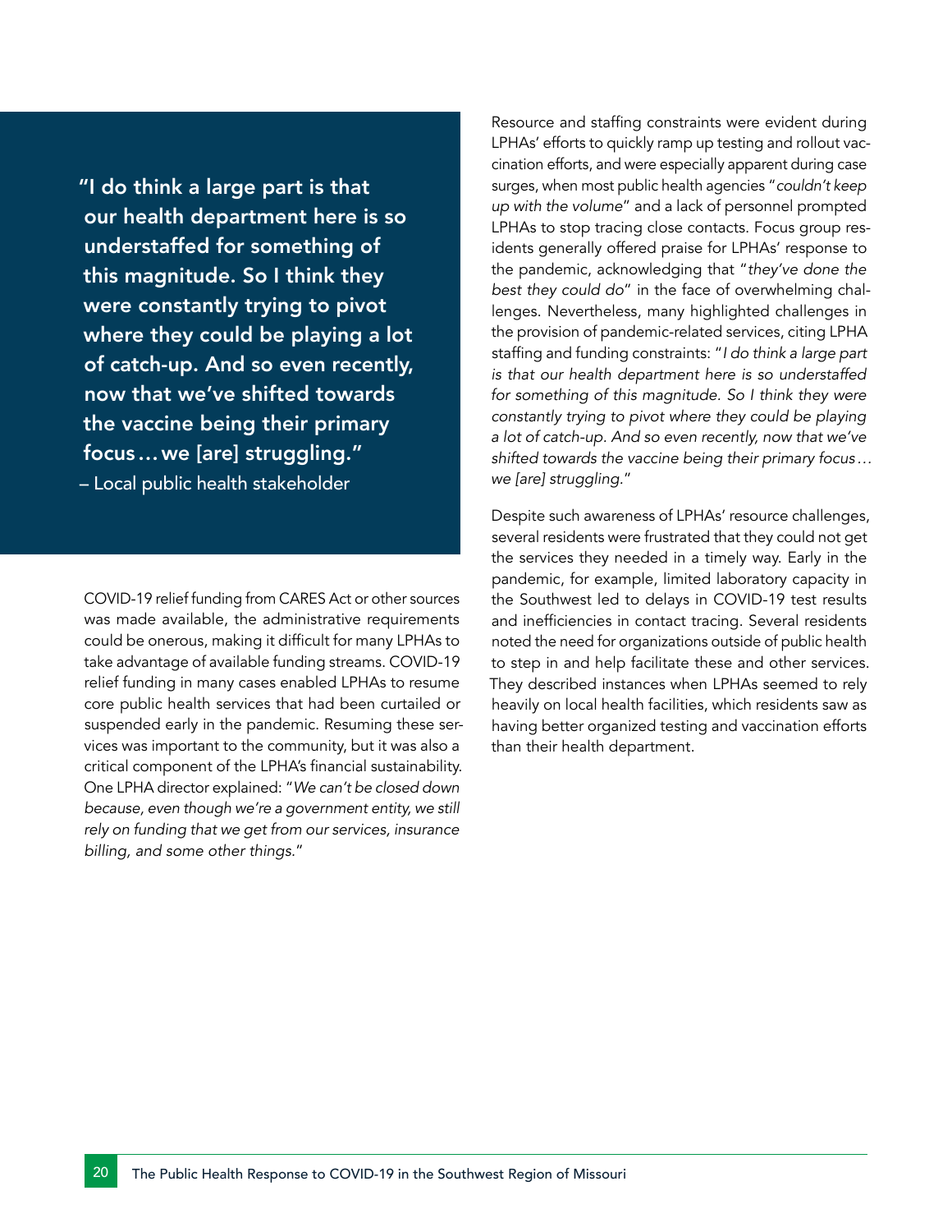> **"I do think a large part is that our health department here is so understaffed for something of this magnitude. So I think they were constantly trying to pivot where they could be playing a lot of catch-up. And so even recently, now that we've shifted towards the vaccine being their primary focus…we [are] struggling."**
> – Local public health stakeholder

COVID-19 relief funding from CARES Act or other sources was made available, the administrative requirements could be onerous, making it difficult for many LPHAs to take advantage of available funding streams. COVID-19 relief funding in many cases enabled LPHAs to resume core public health services that had been curtailed or suspended early in the pandemic. Resuming these services was important to the community, but it was also a critical component of the LPHA's financial sustainability. One LPHA director explained: "*We can't be closed down because, even though we're a government entity, we still rely on funding that we get from our services, insurance billing, and some other things.*"

Resource and staffing constraints were evident during LPHAs' efforts to quickly ramp up testing and rollout vaccination efforts, and were especially apparent during case surges, when most public health agencies "*couldn't keep up with the volume*" and a lack of personnel prompted LPHAs to stop tracing close contacts. Focus group residents generally offered praise for LPHAs' response to the pandemic, acknowledging that "*they've done the best they could do*" in the face of overwhelming challenges. Nevertheless, many highlighted challenges in the provision of pandemic-related services, citing LPHA staffing and funding constraints: "*I do think a large part is that our health department here is so understaffed for something of this magnitude. So I think they were constantly trying to pivot where they could be playing a lot of catch-up. And so even recently, now that we've shifted towards the vaccine being their primary focus… we [are] struggling.*"

Despite such awareness of LPHAs' resource challenges, several residents were frustrated that they could not get the services they needed in a timely way. Early in the pandemic, for example, limited laboratory capacity in the Southwest led to delays in COVID-19 test results and inefficiencies in contact tracing. Several residents noted the need for organizations outside of public health to step in and help facilitate these and other services. They described instances when LPHAs seemed to rely heavily on local health facilities, which residents saw as having better organized testing and vaccination efforts than their health department.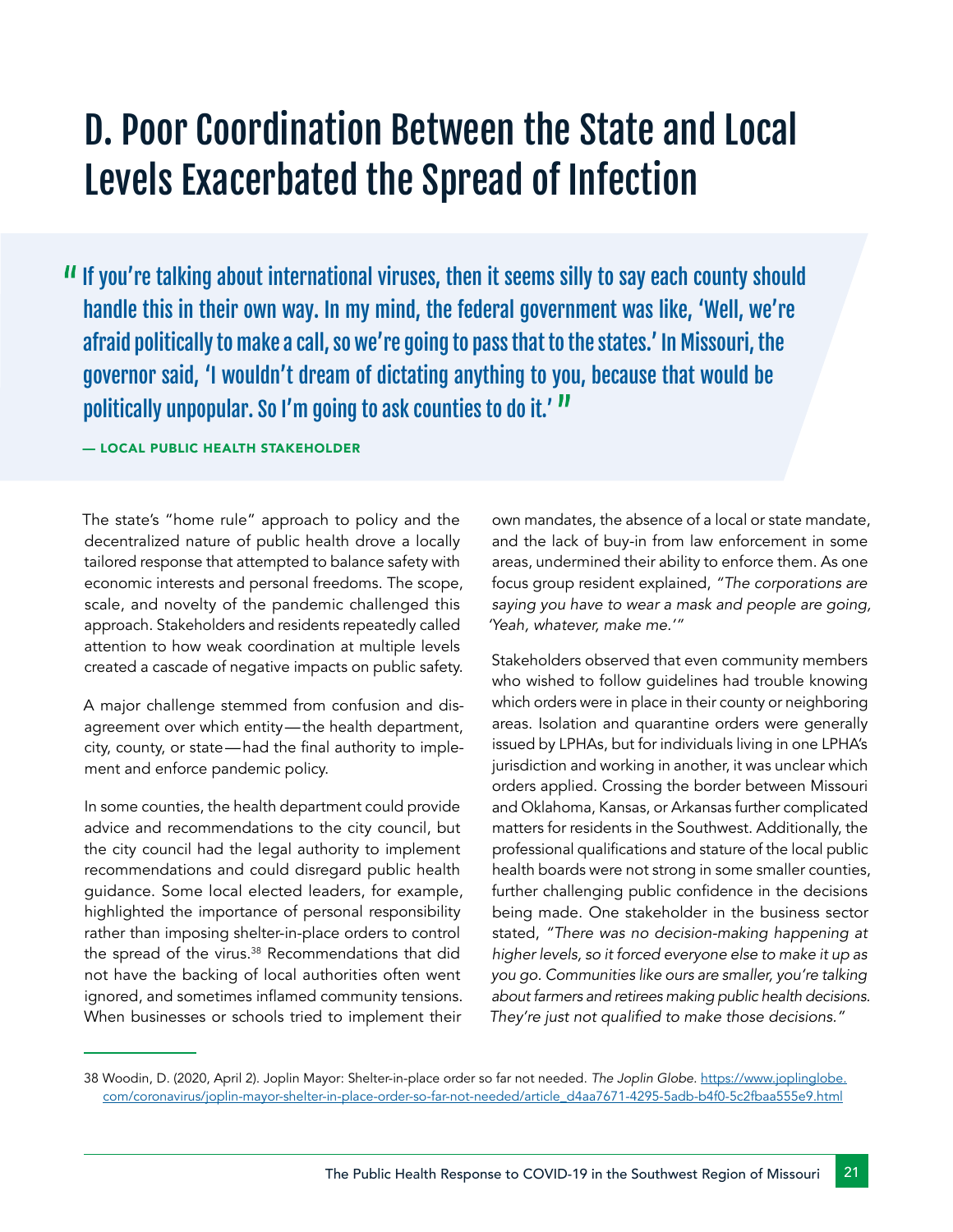# D. Poor Coordination Between the State and Local Levels Exacerbated the Spread of Infection

> "If you're talking about international viruses, then it seems silly to say each county should handle this in their own way. In my mind, the federal government was like, 'Well, we're afraid politically to make a call, so we're going to pass that to the states.' In Missouri, the governor said, 'I wouldn't dream of dictating anything to you, because that would be politically unpopular. So I'm going to ask counties to do it.'"
>
> — LOCAL PUBLIC HEALTH STAKEHOLDER

The state's "home rule" approach to policy and the decentralized nature of public health drove a locally tailored response that attempted to balance safety with economic interests and personal freedoms. The scope, scale, and novelty of the pandemic challenged this approach. Stakeholders and residents repeatedly called attention to how weak coordination at multiple levels created a cascade of negative impacts on public safety.

A major challenge stemmed from confusion and disagreement over which entity—the health department, city, county, or state—had the final authority to implement and enforce pandemic policy.

In some counties, the health department could provide advice and recommendations to the city council, but the city council had the legal authority to implement recommendations and could disregard public health guidance. Some local elected leaders, for example, highlighted the importance of personal responsibility rather than imposing shelter-in-place orders to control the spread of the virus.[38] Recommendations that did not have the backing of local authorities often went ignored, and sometimes inflamed community tensions. When businesses or schools tried to implement their own mandates, the absence of a local or state mandate, and the lack of buy-in from law enforcement in some areas, undermined their ability to enforce them. As one focus group resident explained, *"The corporations are saying you have to wear a mask and people are going, 'Yeah, whatever, make me.'"*

Stakeholders observed that even community members who wished to follow guidelines had trouble knowing which orders were in place in their county or neighboring areas. Isolation and quarantine orders were generally issued by LPHAs, but for individuals living in one LPHA's jurisdiction and working in another, it was unclear which orders applied. Crossing the border between Missouri and Oklahoma, Kansas, or Arkansas further complicated matters for residents in the Southwest. Additionally, the professional qualifications and stature of the local public health boards were not strong in some smaller counties, further challenging public confidence in the decisions being made. One stakeholder in the business sector stated, *"There was no decision-making happening at higher levels, so it forced everyone else to make it up as you go. Communities like ours are smaller, you're talking about farmers and retirees making public health decisions. They're just not qualified to make those decisions."*

---

38 Woodin, D. (2020, April 2). Joplin Mayor: Shelter-in-place order so far not needed. *The Joplin Globe*. https://www.joplinglobe.com/coronavirus/joplin-mayor-shelter-in-place-order-so-far-not-needed/article_d4aa7671-4295-5adb-b4f0-5c2fbaa555e9.html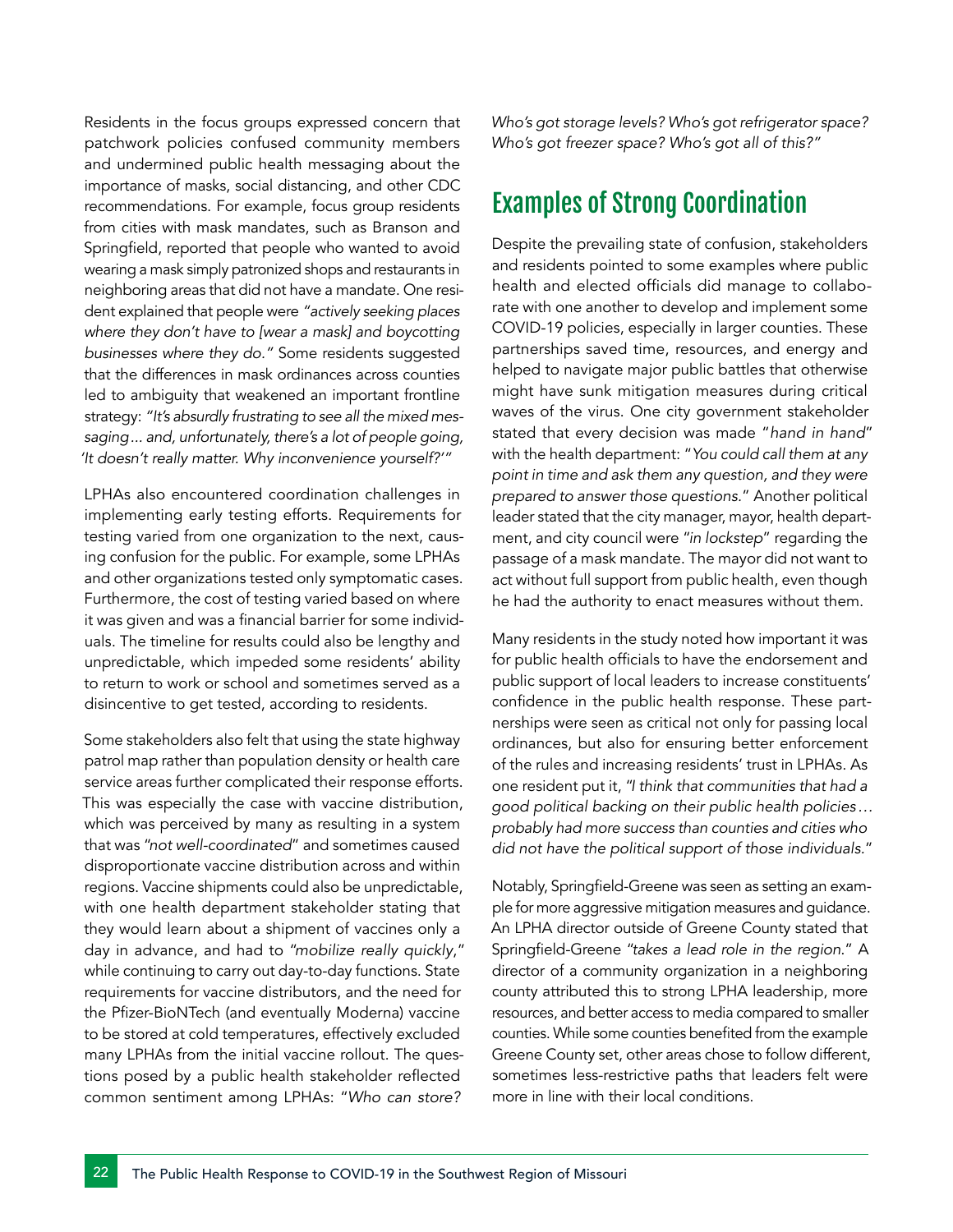Residents in the focus groups expressed concern that patchwork policies confused community members and undermined public health messaging about the importance of masks, social distancing, and other CDC recommendations. For example, focus group residents from cities with mask mandates, such as Branson and Springfield, reported that people who wanted to avoid wearing a mask simply patronized shops and restaurants in neighboring areas that did not have a mandate. One resident explained that people were *"actively seeking places where they don't have to [wear a mask] and boycotting businesses where they do."* Some residents suggested that the differences in mask ordinances across counties led to ambiguity that weakened an important frontline strategy: *"It's absurdly frustrating to see all the mixed messaging… and, unfortunately, there's a lot of people going, 'It doesn't really matter. Why inconvenience yourself?'"*

LPHAs also encountered coordination challenges in implementing early testing efforts. Requirements for testing varied from one organization to the next, causing confusion for the public. For example, some LPHAs and other organizations tested only symptomatic cases. Furthermore, the cost of testing varied based on where it was given and was a financial barrier for some individuals. The timeline for results could also be lengthy and unpredictable, which impeded some residents' ability to return to work or school and sometimes served as a disincentive to get tested, according to residents.

Some stakeholders also felt that using the state highway patrol map rather than population density or health care service areas further complicated their response efforts. This was especially the case with vaccine distribution, which was perceived by many as resulting in a system that was "*not well-coordinated*" and sometimes caused disproportionate vaccine distribution across and within regions. Vaccine shipments could also be unpredictable, with one health department stakeholder stating that they would learn about a shipment of vaccines only a day in advance, and had to "*mobilize really quickly*," while continuing to carry out day-to-day functions. State requirements for vaccine distributors, and the need for the Pfizer-BioNTech (and eventually Moderna) vaccine to be stored at cold temperatures, effectively excluded many LPHAs from the initial vaccine rollout. The questions posed by a public health stakeholder reflected common sentiment among LPHAs: "*Who can store? Who's got storage levels? Who's got refrigerator space? Who's got freezer space? Who's got all of this?*"

## Examples of Strong Coordination

Despite the prevailing state of confusion, stakeholders and residents pointed to some examples where public health and elected officials did manage to collaborate with one another to develop and implement some COVID-19 policies, especially in larger counties. These partnerships saved time, resources, and energy and helped to navigate major public battles that otherwise might have sunk mitigation measures during critical waves of the virus. One city government stakeholder stated that every decision was made "*hand in hand*" with the health department: "*You could call them at any point in time and ask them any question, and they were prepared to answer those questions.*" Another political leader stated that the city manager, mayor, health department, and city council were "*in lockstep*" regarding the passage of a mask mandate. The mayor did not want to act without full support from public health, even though he had the authority to enact measures without them.

Many residents in the study noted how important it was for public health officials to have the endorsement and public support of local leaders to increase constituents' confidence in the public health response. These partnerships were seen as critical not only for passing local ordinances, but also for ensuring better enforcement of the rules and increasing residents' trust in LPHAs. As one resident put it, "*I think that communities that had a good political backing on their public health policies… probably had more success than counties and cities who did not have the political support of those individuals.*"

Notably, Springfield-Greene was seen as setting an example for more aggressive mitigation measures and guidance. An LPHA director outside of Greene County stated that Springfield-Greene "*takes a lead role in the region.*" A director of a community organization in a neighboring county attributed this to strong LPHA leadership, more resources, and better access to media compared to smaller counties. While some counties benefited from the example Greene County set, other areas chose to follow different, sometimes less-restrictive paths that leaders felt were more in line with their local conditions.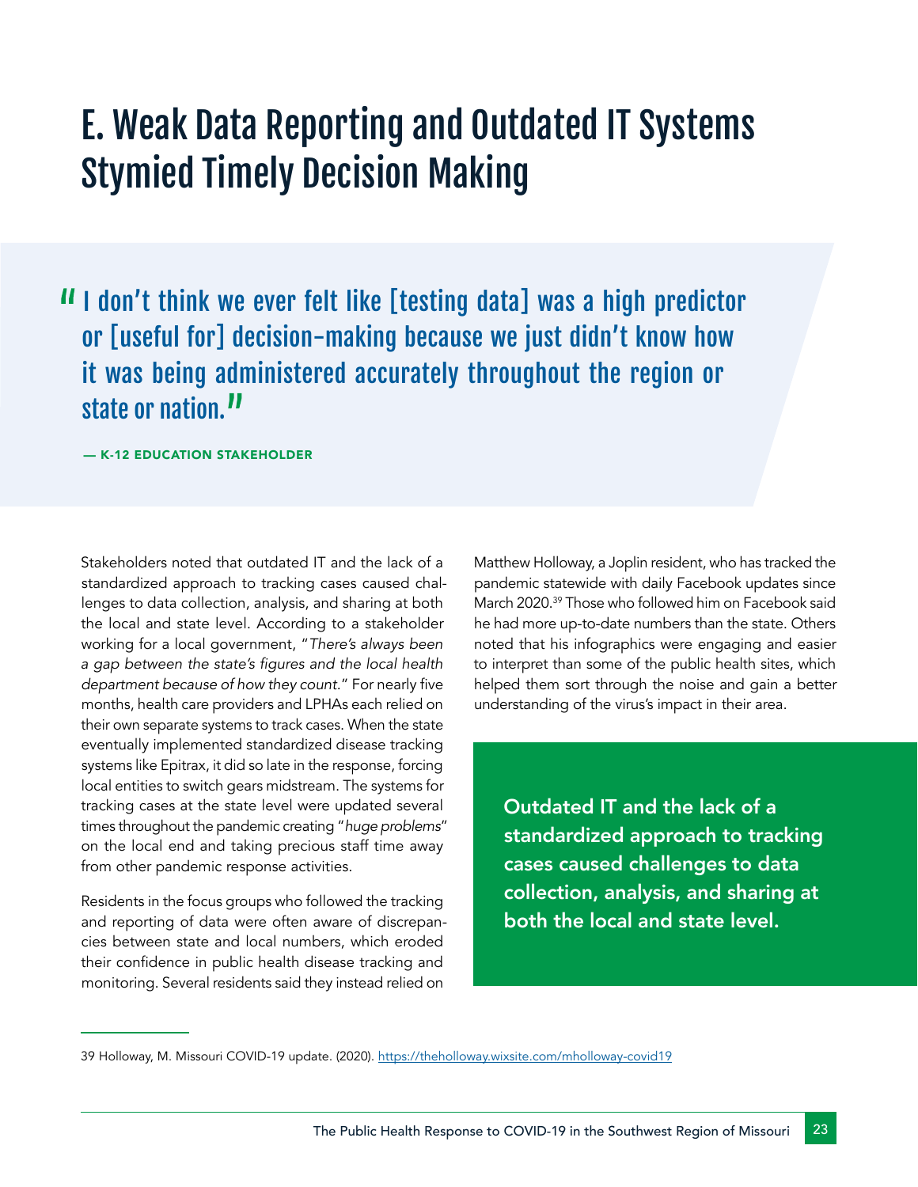# E. Weak Data Reporting and Outdated IT Systems Stymied Timely Decision Making

> "I don't think we ever felt like [testing data] was a high predictor or [useful for] decision-making because we just didn't know how it was being administered accurately throughout the region or state or nation."
>
> — K-12 EDUCATION STAKEHOLDER

Stakeholders noted that outdated IT and the lack of a standardized approach to tracking cases caused challenges to data collection, analysis, and sharing at both the local and state level. According to a stakeholder working for a local government, "*There's always been a gap between the state's figures and the local health department because of how they count.*" For nearly five months, health care providers and LPHAs each relied on their own separate systems to track cases. When the state eventually implemented standardized disease tracking systems like Epitrax, it did so late in the response, forcing local entities to switch gears midstream. The systems for tracking cases at the state level were updated several times throughout the pandemic creating "*huge problems*" on the local end and taking precious staff time away from other pandemic response activities.

Residents in the focus groups who followed the tracking and reporting of data were often aware of discrepancies between state and local numbers, which eroded their confidence in public health disease tracking and monitoring. Several residents said they instead relied on Matthew Holloway, a Joplin resident, who has tracked the pandemic statewide with daily Facebook updates since March 2020.[39] Those who followed him on Facebook said he had more up-to-date numbers than the state. Others noted that his infographics were engaging and easier to interpret than some of the public health sites, which helped them sort through the noise and gain a better understanding of the virus's impact in their area.

**Outdated IT and the lack of a standardized approach to tracking cases caused challenges to data collection, analysis, and sharing at both the local and state level.**

---

39 Holloway, M. Missouri COVID-19 update. (2020). https://theholloway.wixsite.com/mholloway-covid19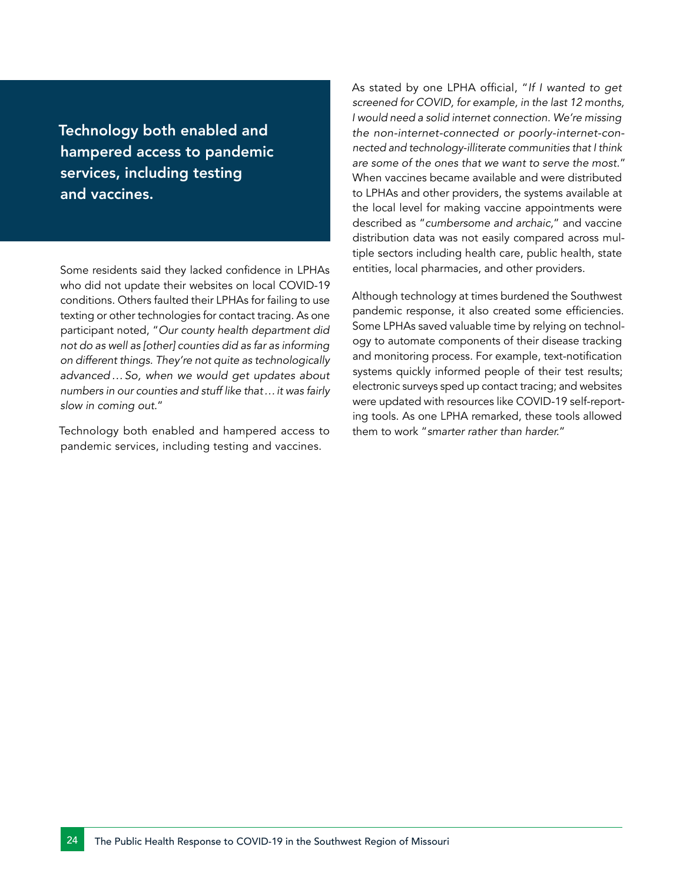**Technology both enabled and hampered access to pandemic services, including testing and vaccines.**

Some residents said they lacked confidence in LPHAs who did not update their websites on local COVID-19 conditions. Others faulted their LPHAs for failing to use texting or other technologies for contact tracing. As one participant noted, "*Our county health department did not do as well as [other] counties did as far as informing on different things. They're not quite as technologically advanced … So, when we would get updates about numbers in our counties and stuff like that … it was fairly slow in coming out.*"

Technology both enabled and hampered access to pandemic services, including testing and vaccines. As stated by one LPHA official, "*If I wanted to get screened for COVID, for example, in the last 12 months, I would need a solid internet connection. We're missing the non-internet-connected or poorly-internet-connected and technology-illiterate communities that I think are some of the ones that we want to serve the most.*" When vaccines became available and were distributed to LPHAs and other providers, the systems available at the local level for making vaccine appointments were described as "*cumbersome and archaic,*" and vaccine distribution data was not easily compared across multiple sectors including health care, public health, state entities, local pharmacies, and other providers.

Although technology at times burdened the Southwest pandemic response, it also created some efficiencies. Some LPHAs saved valuable time by relying on technology to automate components of their disease tracking and monitoring process. For example, text-notification systems quickly informed people of their test results; electronic surveys sped up contact tracing; and websites were updated with resources like COVID-19 self-reporting tools. As one LPHA remarked, these tools allowed them to work "*smarter rather than harder.*"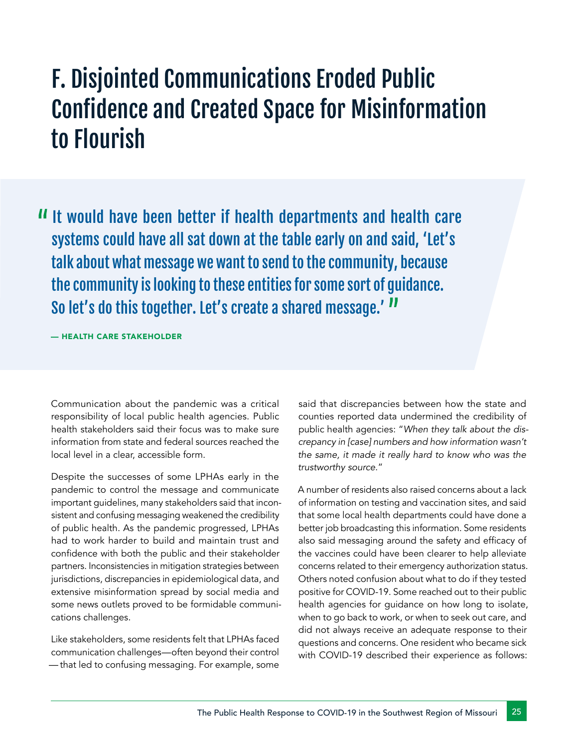# F. Disjointed Communications Eroded Public Confidence and Created Space for Misinformation to Flourish

> "It would have been better if health departments and health care systems could have all sat down at the table early on and said, 'Let's talk about what message we want to send to the community, because the community is looking to these entities for some sort of guidance. So let's do this together. Let's create a shared message.'"
>
> — HEALTH CARE STAKEHOLDER

Communication about the pandemic was a critical responsibility of local public health agencies. Public health stakeholders said their focus was to make sure information from state and federal sources reached the local level in a clear, accessible form.

Despite the successes of some LPHAs early in the pandemic to control the message and communicate important guidelines, many stakeholders said that inconsistent and confusing messaging weakened the credibility of public health. As the pandemic progressed, LPHAs had to work harder to build and maintain trust and confidence with both the public and their stakeholder partners. Inconsistencies in mitigation strategies between jurisdictions, discrepancies in epidemiological data, and extensive misinformation spread by social media and some news outlets proved to be formidable communications challenges.

Like stakeholders, some residents felt that LPHAs faced communication challenges—often beyond their control—that led to confusing messaging. For example, some said that discrepancies between how the state and counties reported data undermined the credibility of public health agencies: "*When they talk about the discrepancy in [case] numbers and how information wasn't the same, it made it really hard to know who was the trustworthy source.*"

A number of residents also raised concerns about a lack of information on testing and vaccination sites, and said that some local health departments could have done a better job broadcasting this information. Some residents also said messaging around the safety and efficacy of the vaccines could have been clearer to help alleviate concerns related to their emergency authorization status. Others noted confusion about what to do if they tested positive for COVID-19. Some reached out to their public health agencies for guidance on how long to isolate, when to go back to work, or when to seek out care, and did not always receive an adequate response to their questions and concerns. One resident who became sick with COVID-19 described their experience as follows: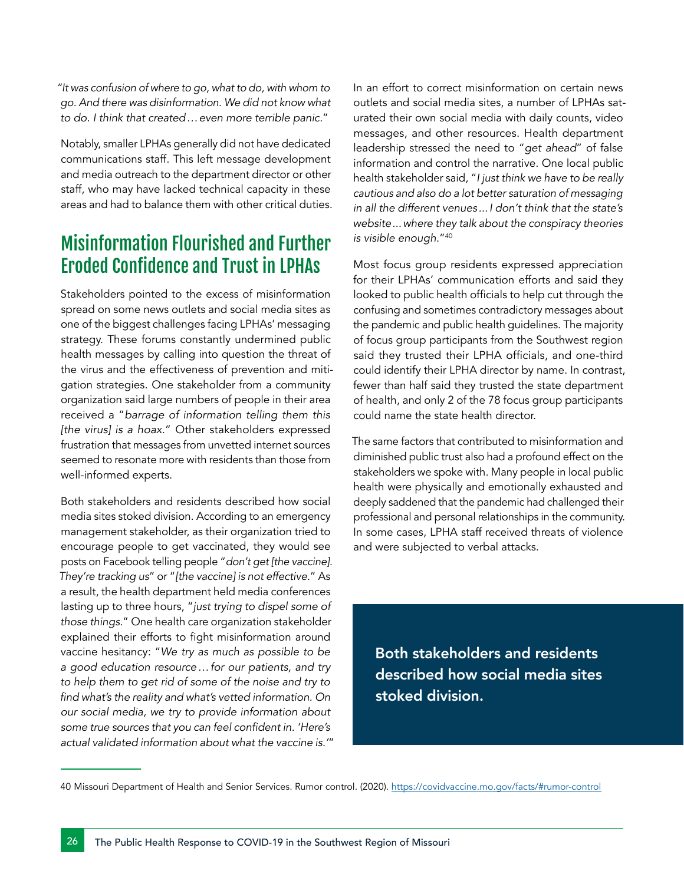*"It was confusion of where to go, what to do, with whom to go. And there was disinformation. We did not know what to do. I think that created…even more terrible panic."*

Notably, smaller LPHAs generally did not have dedicated communications staff. This left message development and media outreach to the department director or other staff, who may have lacked technical capacity in these areas and had to balance them with other critical duties.

## Misinformation Flourished and Further Eroded Confidence and Trust in LPHAs

Stakeholders pointed to the excess of misinformation spread on some news outlets and social media sites as one of the biggest challenges facing LPHAs' messaging strategy. These forums constantly undermined public health messages by calling into question the threat of the virus and the effectiveness of prevention and mitigation strategies. One stakeholder from a community organization said large numbers of people in their area received a "*barrage of information telling them this [the virus] is a hoax.*" Other stakeholders expressed frustration that messages from unvetted internet sources seemed to resonate more with residents than those from well-informed experts.

Both stakeholders and residents described how social media sites stoked division. According to an emergency management stakeholder, as their organization tried to encourage people to get vaccinated, they would see posts on Facebook telling people "*don't get [the vaccine]. They're tracking us*" or "*[the vaccine] is not effective.*" As a result, the health department held media conferences lasting up to three hours, "*just trying to dispel some of those things.*" One health care organization stakeholder explained their efforts to fight misinformation around vaccine hesitancy: "*We try as much as possible to be a good education resource…for our patients, and try to help them to get rid of some of the noise and try to find what's the reality and what's vetted information. On our social media, we try to provide information about some true sources that you can feel confident in. 'Here's actual validated information about what the vaccine is.'*"

In an effort to correct misinformation on certain news outlets and social media sites, a number of LPHAs saturated their own social media with daily counts, video messages, and other resources. Health department leadership stressed the need to "*get ahead*" of false information and control the narrative. One local public health stakeholder said, "*I just think we have to be really cautious and also do a lot better saturation of messaging in all the different venues…I don't think that the state's website…where they talk about the conspiracy theories is visible enough.*"[40]

Most focus group residents expressed appreciation for their LPHAs' communication efforts and said they looked to public health officials to help cut through the confusing and sometimes contradictory messages about the pandemic and public health guidelines. The majority of focus group participants from the Southwest region said they trusted their LPHA officials, and one-third could identify their LPHA director by name. In contrast, fewer than half said they trusted the state department of health, and only 2 of the 78 focus group participants could name the state health director.

The same factors that contributed to misinformation and diminished public trust also had a profound effect on the stakeholders we spoke with. Many people in local public health were physically and emotionally exhausted and deeply saddened that the pandemic had challenged their professional and personal relationships in the community. In some cases, LPHA staff received threats of violence and were subjected to verbal attacks.

**Both stakeholders and residents described how social media sites stoked division.**

40 Missouri Department of Health and Senior Services. Rumor control. (2020). https://covidvaccine.mo.gov/facts/#rumor-control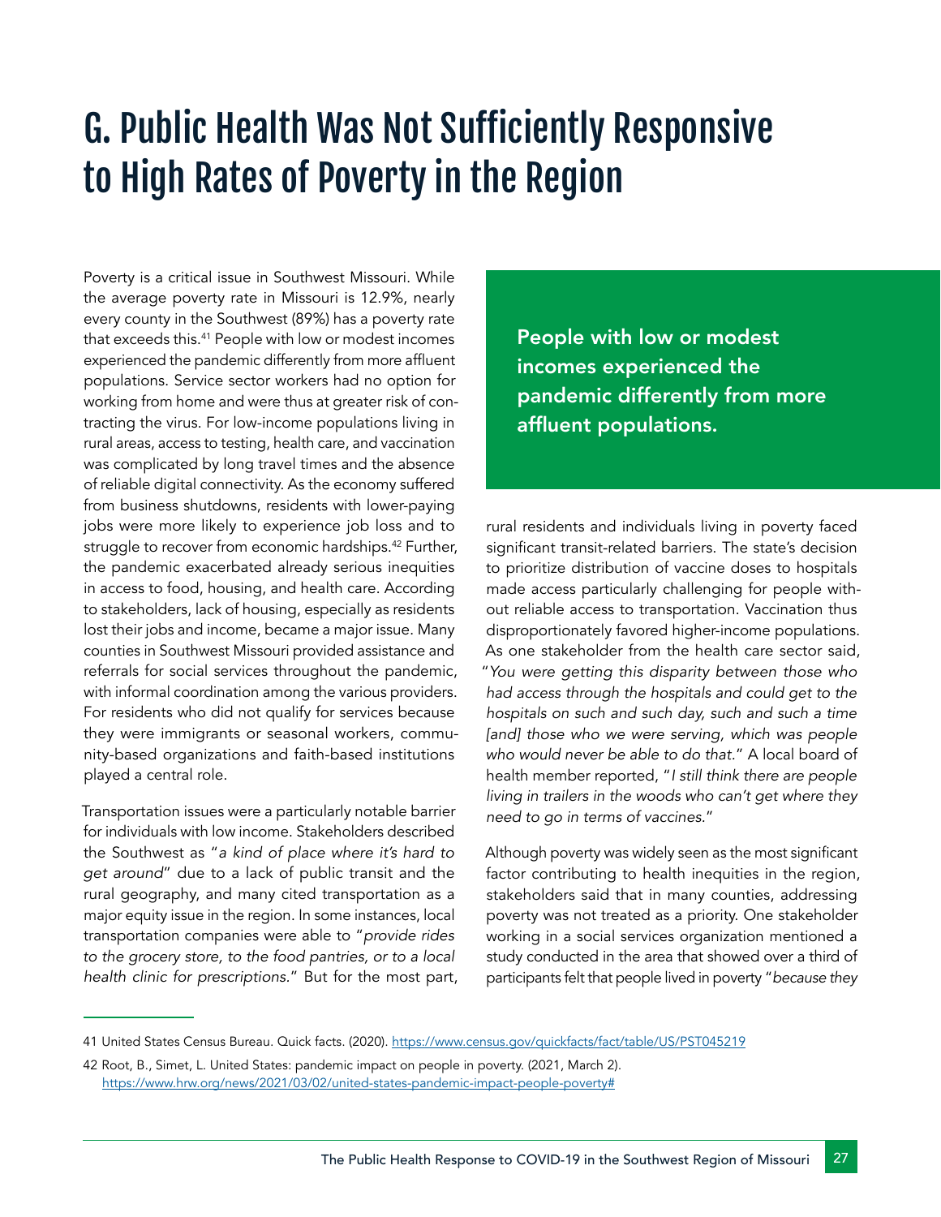# G. Public Health Was Not Sufficiently Responsive to High Rates of Poverty in the Region

Poverty is a critical issue in Southwest Missouri. While the average poverty rate in Missouri is 12.9%, nearly every county in the Southwest (89%) has a poverty rate that exceeds this.[41] People with low or modest incomes experienced the pandemic differently from more affluent populations. Service sector workers had no option for working from home and were thus at greater risk of contracting the virus. For low-income populations living in rural areas, access to testing, health care, and vaccination was complicated by long travel times and the absence of reliable digital connectivity. As the economy suffered from business shutdowns, residents with lower-paying jobs were more likely to experience job loss and to struggle to recover from economic hardships.[42] Further, the pandemic exacerbated already serious inequities in access to food, housing, and health care. According to stakeholders, lack of housing, especially as residents lost their jobs and income, became a major issue. Many counties in Southwest Missouri provided assistance and referrals for social services throughout the pandemic, with informal coordination among the various providers. For residents who did not qualify for services because they were immigrants or seasonal workers, community-based organizations and faith-based institutions played a central role.

**People with low or modest incomes experienced the pandemic differently from more affluent populations.**

Transportation issues were a particularly notable barrier for individuals with low income. Stakeholders described the Southwest as "*a kind of place where it's hard to get around*" due to a lack of public transit and the rural geography, and many cited transportation as a major equity issue in the region. In some instances, local transportation companies were able to "*provide rides to the grocery store, to the food pantries, or to a local health clinic for prescriptions.*" But for the most part, rural residents and individuals living in poverty faced significant transit-related barriers. The state's decision to prioritize distribution of vaccine doses to hospitals made access particularly challenging for people without reliable access to transportation. Vaccination thus disproportionately favored higher-income populations. As one stakeholder from the health care sector said, "*You were getting this disparity between those who had access through the hospitals and could get to the hospitals on such and such day, such and such a time [and] those who we were serving, which was people who would never be able to do that.*" A local board of health member reported, "*I still think there are people living in trailers in the woods who can't get where they need to go in terms of vaccines.*"

Although poverty was widely seen as the most significant factor contributing to health inequities in the region, stakeholders said that in many counties, addressing poverty was not treated as a priority. One stakeholder working in a social services organization mentioned a study conducted in the area that showed over a third of participants felt that people lived in poverty "*because they*

---

41 United States Census Bureau. Quick facts. (2020). https://www.census.gov/quickfacts/fact/table/US/PST045219

42 Root, B., Simet, L. United States: pandemic impact on people in poverty. (2021, March 2). https://www.hrw.org/news/2021/03/02/united-states-pandemic-impact-people-poverty#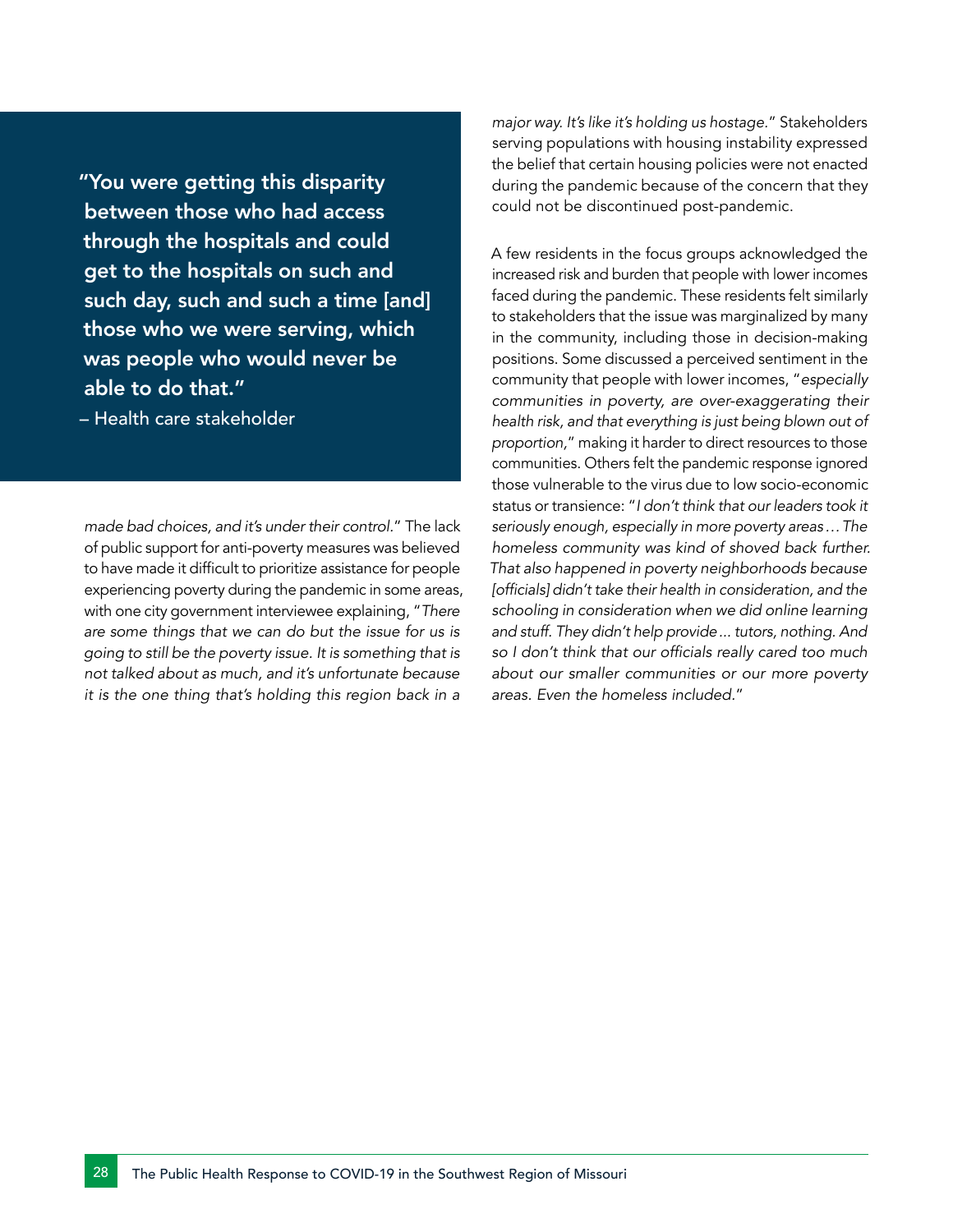**"You were getting this disparity between those who had access through the hospitals and could get to the hospitals on such and such day, such and such a time [and] those who we were serving, which was people who would never be able to do that."**

– Health care stakeholder

*made bad choices, and it's under their control*." The lack of public support for anti-poverty measures was believed to have made it difficult to prioritize assistance for people experiencing poverty during the pandemic in some areas, with one city government interviewee explaining, "*There are some things that we can do but the issue for us is going to still be the poverty issue. It is something that is not talked about as much, and it's unfortunate because it is the one thing that's holding this region back in a major way. It's like it's holding us hostage.*" Stakeholders serving populations with housing instability expressed the belief that certain housing policies were not enacted during the pandemic because of the concern that they could not be discontinued post-pandemic.

A few residents in the focus groups acknowledged the increased risk and burden that people with lower incomes faced during the pandemic. These residents felt similarly to stakeholders that the issue was marginalized by many in the community, including those in decision-making positions. Some discussed a perceived sentiment in the community that people with lower incomes, "*especially communities in poverty, are over-exaggerating their health risk, and that everything is just being blown out of proportion*," making it harder to direct resources to those communities. Others felt the pandemic response ignored those vulnerable to the virus due to low socio-economic status or transience: "*I don't think that our leaders took it seriously enough, especially in more poverty areas… The homeless community was kind of shoved back further. That also happened in poverty neighborhoods because [officials] didn't take their health in consideration, and the schooling in consideration when we did online learning and stuff. They didn't help provide… tutors, nothing. And so I don't think that our officials really cared too much about our smaller communities or our more poverty areas. Even the homeless included.*"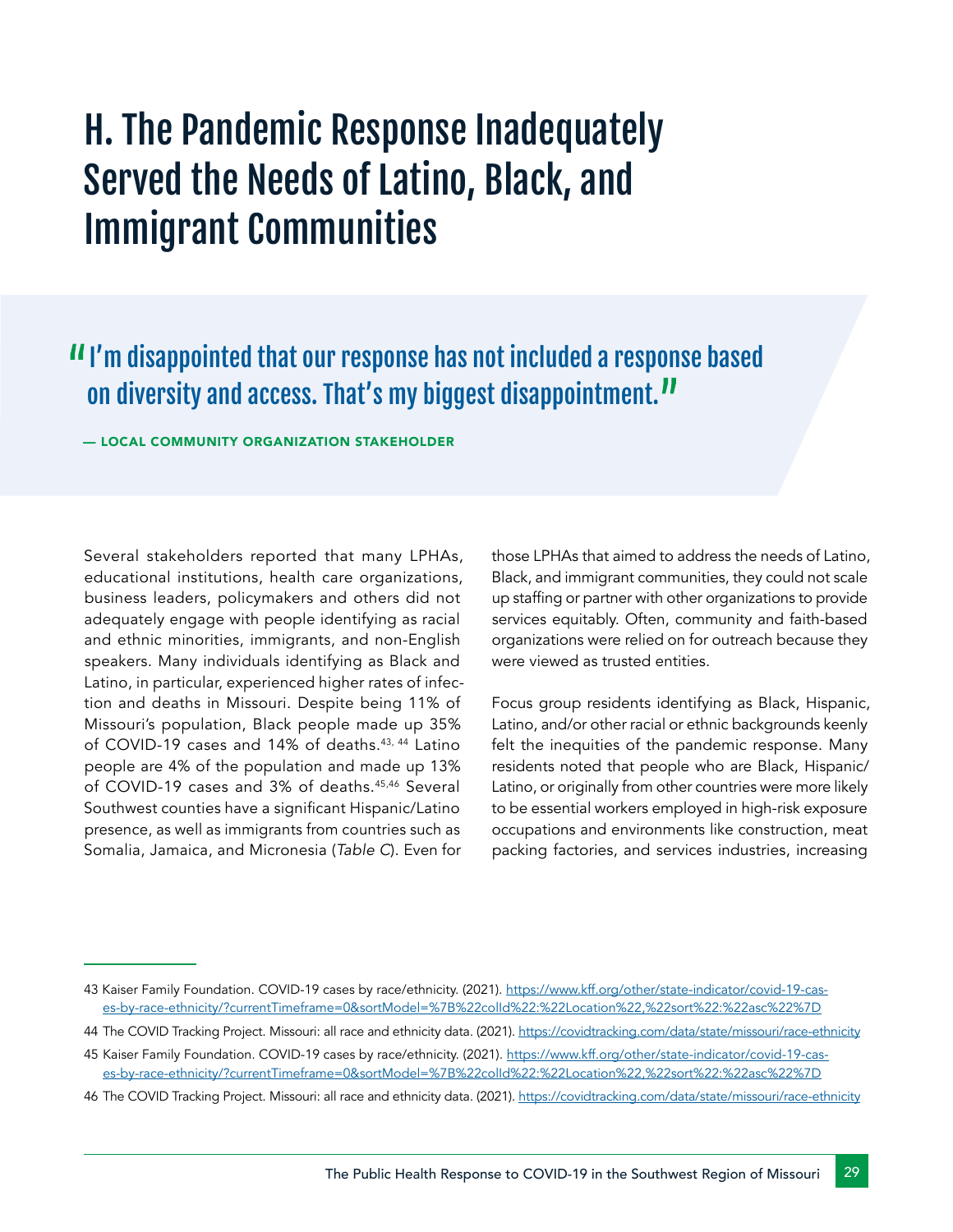# H. The Pandemic Response Inadequately Served the Needs of Latino, Black, and Immigrant Communities

> "I'm disappointed that our response has not included a response based on diversity and access. That's my biggest disappointment."
>
> — LOCAL COMMUNITY ORGANIZATION STAKEHOLDER

Several stakeholders reported that many LPHAs, educational institutions, health care organizations, business leaders, policymakers and others did not adequately engage with people identifying as racial and ethnic minorities, immigrants, and non-English speakers. Many individuals identifying as Black and Latino, in particular, experienced higher rates of infection and deaths in Missouri. Despite being 11% of Missouri's population, Black people made up 35% of COVID-19 cases and 14% of deaths.[43, 44] Latino people are 4% of the population and made up 13% of COVID-19 cases and 3% of deaths.[45,46] Several Southwest counties have a significant Hispanic/Latino presence, as well as immigrants from countries such as Somalia, Jamaica, and Micronesia (*Table C*). Even for those LPHAs that aimed to address the needs of Latino, Black, and immigrant communities, they could not scale up staffing or partner with other organizations to provide services equitably. Often, community and faith-based organizations were relied on for outreach because they were viewed as trusted entities.

Focus group residents identifying as Black, Hispanic, Latino, and/or other racial or ethnic backgrounds keenly felt the inequities of the pandemic response. Many residents noted that people who are Black, Hispanic/Latino, or originally from other countries were more likely to be essential workers employed in high-risk exposure occupations and environments like construction, meat packing factories, and services industries, increasing

---

43 Kaiser Family Foundation. COVID-19 cases by race/ethnicity. (2021). https://www.kff.org/other/state-indicator/covid-19-cases-by-race-ethnicity/?currentTimeframe=0&sortModel=%7B%22colId%22:%22Location%22,%22sort%22:%22asc%22%7D

44 The COVID Tracking Project. Missouri: all race and ethnicity data. (2021). https://covidtracking.com/data/state/missouri/race-ethnicity

45 Kaiser Family Foundation. COVID-19 cases by race/ethnicity. (2021). https://www.kff.org/other/state-indicator/covid-19-cases-by-race-ethnicity/?currentTimeframe=0&sortModel=%7B%22colId%22:%22Location%22,%22sort%22:%22asc%22%7D

46 The COVID Tracking Project. Missouri: all race and ethnicity data. (2021). https://covidtracking.com/data/state/missouri/race-ethnicity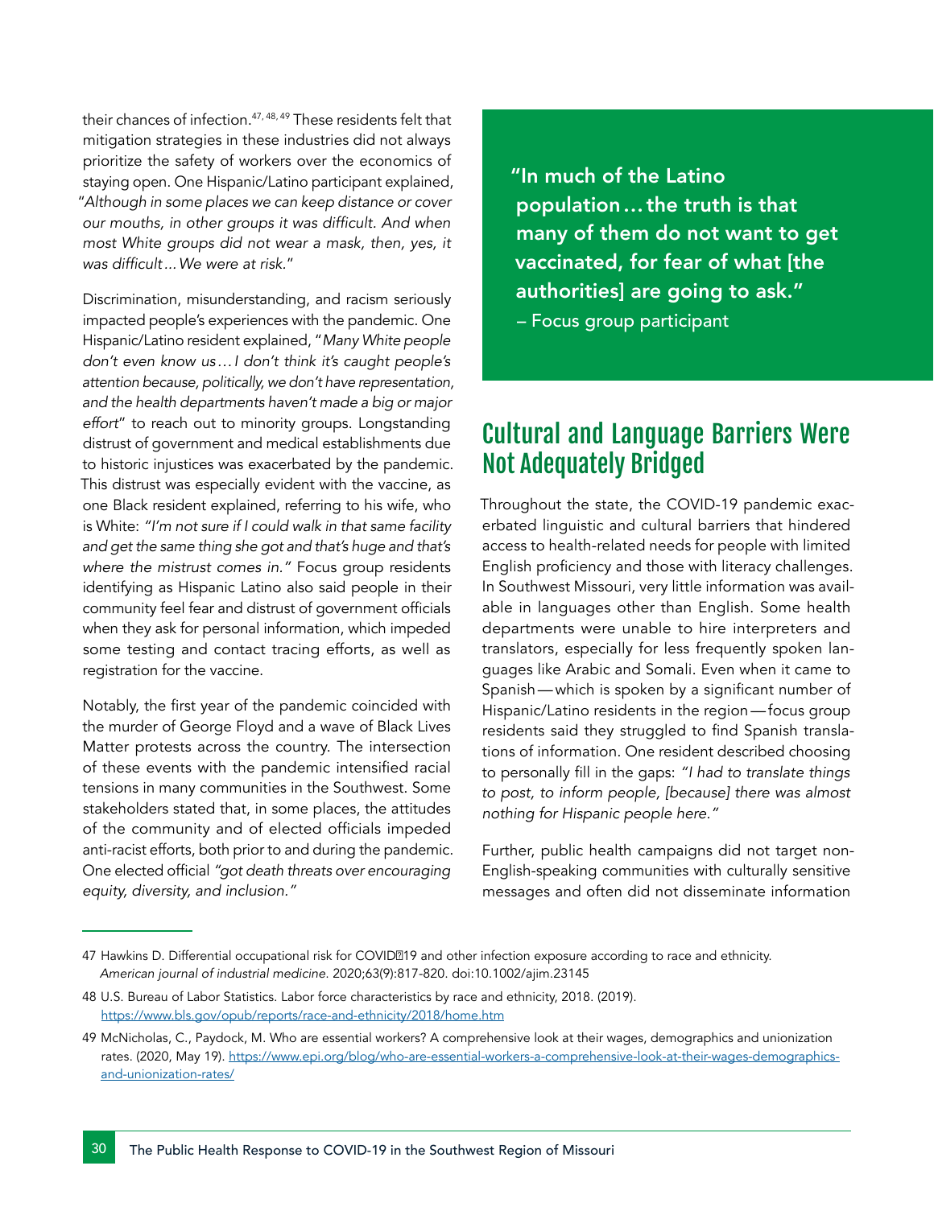their chances of infection.[47, 48, 49] These residents felt that mitigation strategies in these industries did not always prioritize the safety of workers over the economics of staying open. One Hispanic/Latino participant explained, "*Although in some places we can keep distance or cover our mouths, in other groups it was difficult. And when most White groups did not wear a mask, then, yes, it was difficult…We were at risk.*"

Discrimination, misunderstanding, and racism seriously impacted people's experiences with the pandemic. One Hispanic/Latino resident explained, "*Many White people don't even know us…I don't think it's caught people's attention because, politically, we don't have representation, and the health departments haven't made a big or major effort*" to reach out to minority groups. Longstanding distrust of government and medical establishments due to historic injustices was exacerbated by the pandemic. This distrust was especially evident with the vaccine, as one Black resident explained, referring to his wife, who is White: *"I'm not sure if I could walk in that same facility and get the same thing she got and that's huge and that's where the mistrust comes in."* Focus group residents identifying as Hispanic Latino also said people in their community feel fear and distrust of government officials when they ask for personal information, which impeded some testing and contact tracing efforts, as well as registration for the vaccine.

Notably, the first year of the pandemic coincided with the murder of George Floyd and a wave of Black Lives Matter protests across the country. The intersection of these events with the pandemic intensified racial tensions in many communities in the Southwest. Some stakeholders stated that, in some places, the attitudes of the community and of elected officials impeded anti-racist efforts, both prior to and during the pandemic. One elected official *"got death threats over encouraging equity, diversity, and inclusion."*

> **"In much of the Latino population…the truth is that many of them do not want to get vaccinated, for fear of what [the authorities] are going to ask."**
> – Focus group participant

## Cultural and Language Barriers Were Not Adequately Bridged

Throughout the state, the COVID-19 pandemic exacerbated linguistic and cultural barriers that hindered access to health-related needs for people with limited English proficiency and those with literacy challenges. In Southwest Missouri, very little information was available in languages other than English. Some health departments were unable to hire interpreters and translators, especially for less frequently spoken languages like Arabic and Somali. Even when it came to Spanish—which is spoken by a significant number of Hispanic/Latino residents in the region—focus group residents said they struggled to find Spanish translations of information. One resident described choosing to personally fill in the gaps: *"I had to translate things to post, to inform people, [because] there was almost nothing for Hispanic people here."*

Further, public health campaigns did not target non-English-speaking communities with culturally sensitive messages and often did not disseminate information

---

47 Hawkins D. Differential occupational risk for COVID‐19 and other infection exposure according to race and ethnicity. *American journal of industrial medicine*. 2020;63(9):817-820. doi:10.1002/ajim.23145

48 U.S. Bureau of Labor Statistics. Labor force characteristics by race and ethnicity, 2018. (2019). https://www.bls.gov/opub/reports/race-and-ethnicity/2018/home.htm

49 McNicholas, C., Paydock, M. Who are essential workers? A comprehensive look at their wages, demographics and unionization rates. (2020, May 19). https://www.epi.org/blog/who-are-essential-workers-a-comprehensive-look-at-their-wages-demographics-and-unionization-rates/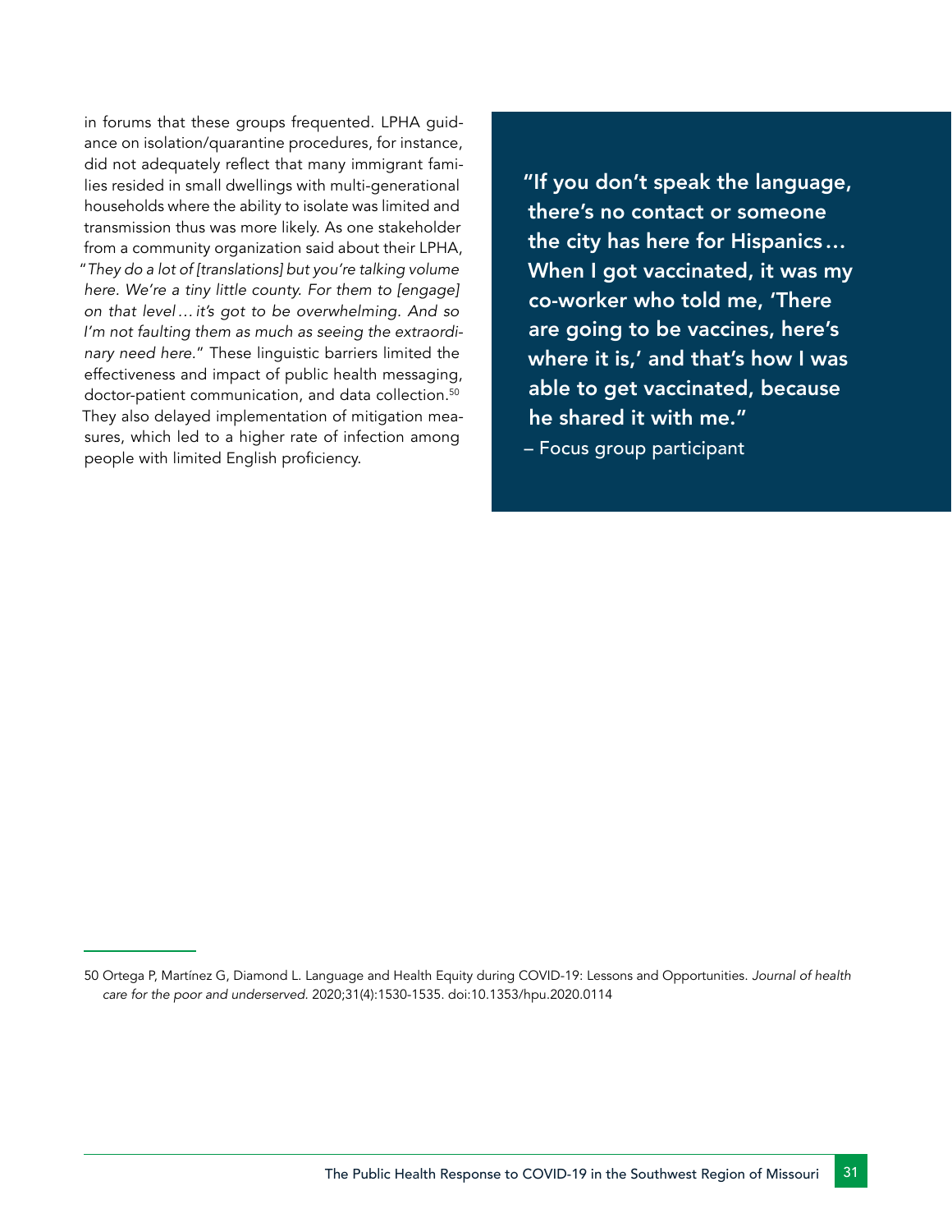in forums that these groups frequented. LPHA guidance on isolation/quarantine procedures, for instance, did not adequately reflect that many immigrant families resided in small dwellings with multi-generational households where the ability to isolate was limited and transmission thus was more likely. As one stakeholder from a community organization said about their LPHA, "*They do a lot of [translations] but you're talking volume here. We're a tiny little county. For them to [engage] on that level… it's got to be overwhelming. And so I'm not faulting them as much as seeing the extraordinary need here.*" These linguistic barriers limited the effectiveness and impact of public health messaging, doctor-patient communication, and data collection.[50] They also delayed implementation of mitigation measures, which led to a higher rate of infection among people with limited English proficiency.

> **"If you don't speak the language, there's no contact or someone the city has here for Hispanics… When I got vaccinated, it was my co-worker who told me, 'There are going to be vaccines, here's where it is,' and that's how I was able to get vaccinated, because he shared it with me."**
>
> – Focus group participant

---

50 Ortega P, Martínez G, Diamond L. Language and Health Equity during COVID-19: Lessons and Opportunities. *Journal of health care for the poor and underserved.* 2020;31(4):1530-1535. doi:10.1353/hpu.2020.0114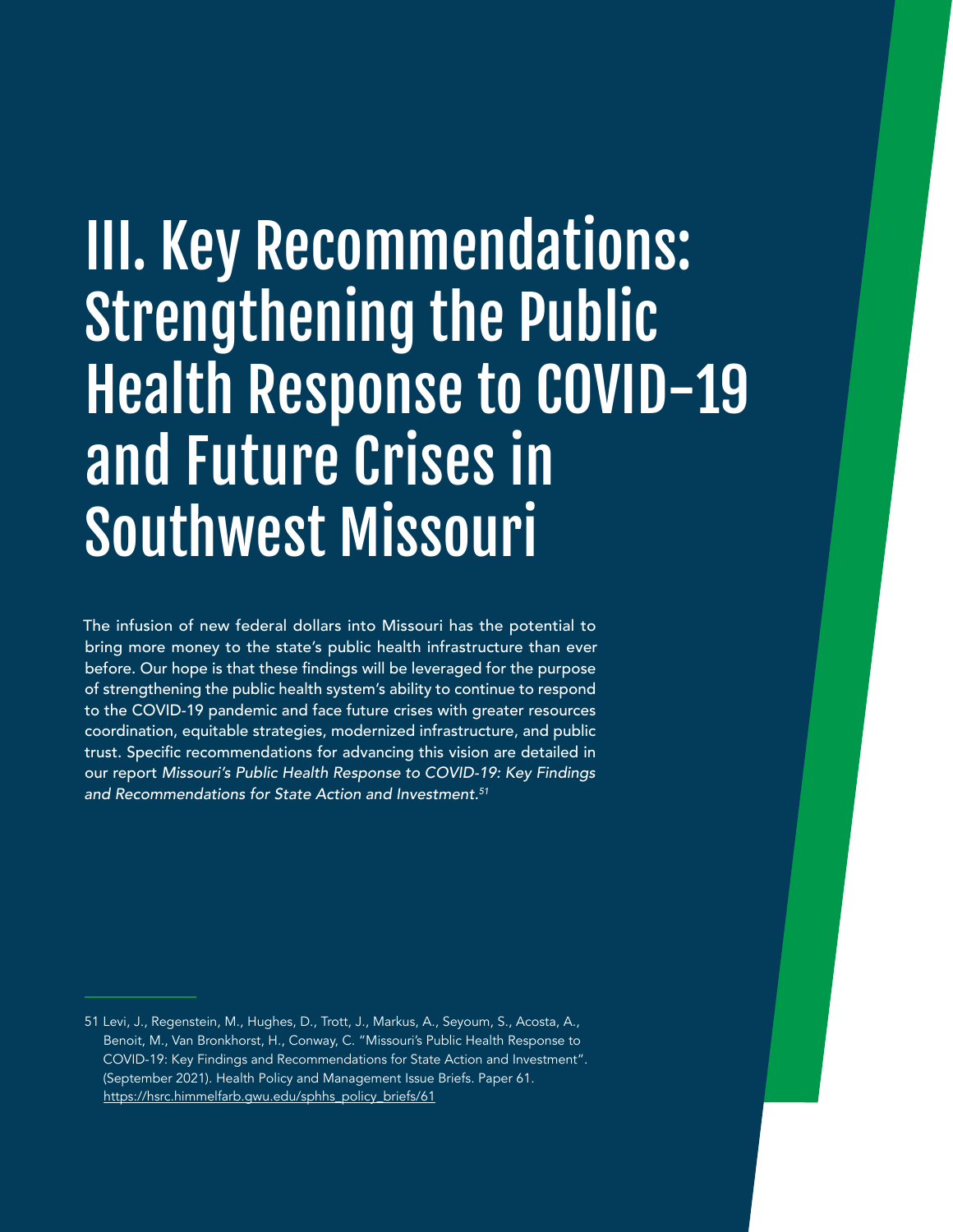# III. Key Recommendations: Strengthening the Public Health Response to COVID-19 and Future Crises in Southwest Missouri

The infusion of new federal dollars into Missouri has the potential to bring more money to the state's public health infrastructure than ever before. Our hope is that these findings will be leveraged for the purpose of strengthening the public health system's ability to continue to respond to the COVID-19 pandemic and face future crises with greater resources coordination, equitable strategies, modernized infrastructure, and public trust. Specific recommendations for advancing this vision are detailed in our report *Missouri's Public Health Response to COVID-19: Key Findings and Recommendations for State Action and Investment.*[51]

---

51 Levi, J., Regenstein, M., Hughes, D., Trott, J., Markus, A., Seyoum, S., Acosta, A., Benoit, M., Van Bronkhorst, H., Conway, C. "Missouri's Public Health Response to COVID-19: Key Findings and Recommendations for State Action and Investment". (September 2021). Health Policy and Management Issue Briefs. Paper 61. https://hsrc.himmelfarb.gwu.edu/sphhs_policy_briefs/61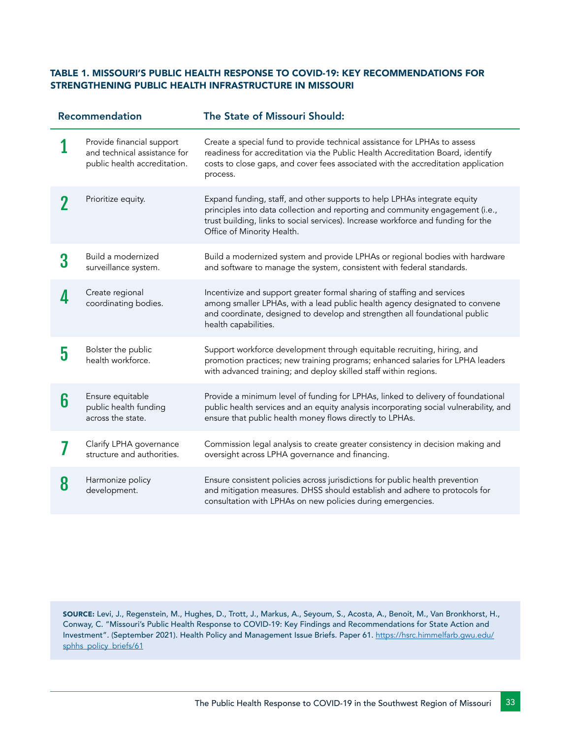### TABLE 1. MISSOURI'S PUBLIC HEALTH RESPONSE TO COVID-19: KEY RECOMMENDATIONS FOR STRENGTHENING PUBLIC HEALTH INFRASTRUCTURE IN MISSOURI

| | Recommendation | The State of Missouri Should: |
|---|---|---|
| 1 | Provide financial support and technical assistance for public health accreditation. | Create a special fund to provide technical assistance for LPHAs to assess readiness for accreditation via the Public Health Accreditation Board, identify costs to close gaps, and cover fees associated with the accreditation application process. |
| 2 | Prioritize equity. | Expand funding, staff, and other supports to help LPHAs integrate equity principles into data collection and reporting and community engagement (i.e., trust building, links to social services). Increase workforce and funding for the Office of Minority Health. |
| 3 | Build a modernized surveillance system. | Build a modernized system and provide LPHAs or regional bodies with hardware and software to manage the system, consistent with federal standards. |
| 4 | Create regional coordinating bodies. | Incentivize and support greater formal sharing of staffing and services among smaller LPHAs, with a lead public health agency designated to convene and coordinate, designed to develop and strengthen all foundational public health capabilities. |
| 5 | Bolster the public health workforce. | Support workforce development through equitable recruiting, hiring, and promotion practices; new training programs; enhanced salaries for LPHA leaders with advanced training; and deploy skilled staff within regions. |
| 6 | Ensure equitable public health funding across the state. | Provide a minimum level of funding for LPHAs, linked to delivery of foundational public health services and an equity analysis incorporating social vulnerability, and ensure that public health money flows directly to LPHAs. |
| 7 | Clarify LPHA governance structure and authorities. | Commission legal analysis to create greater consistency in decision making and oversight across LPHA governance and financing. |
| 8 | Harmonize policy development. | Ensure consistent policies across jurisdictions for public health prevention and mitigation measures. DHSS should establish and adhere to protocols for consultation with LPHAs on new policies during emergencies. |

**SOURCE:** Levi, J., Regenstein, M., Hughes, D., Trott, J., Markus, A., Seyoum, S., Acosta, A., Benoit, M., Van Bronkhorst, H., Conway, C. "Missouri's Public Health Response to COVID-19: Key Findings and Recommendations for State Action and Investment". (September 2021). Health Policy and Management Issue Briefs. Paper 61. https://hsrc.himmelfarb.gwu.edu/sphhs_policy_briefs/61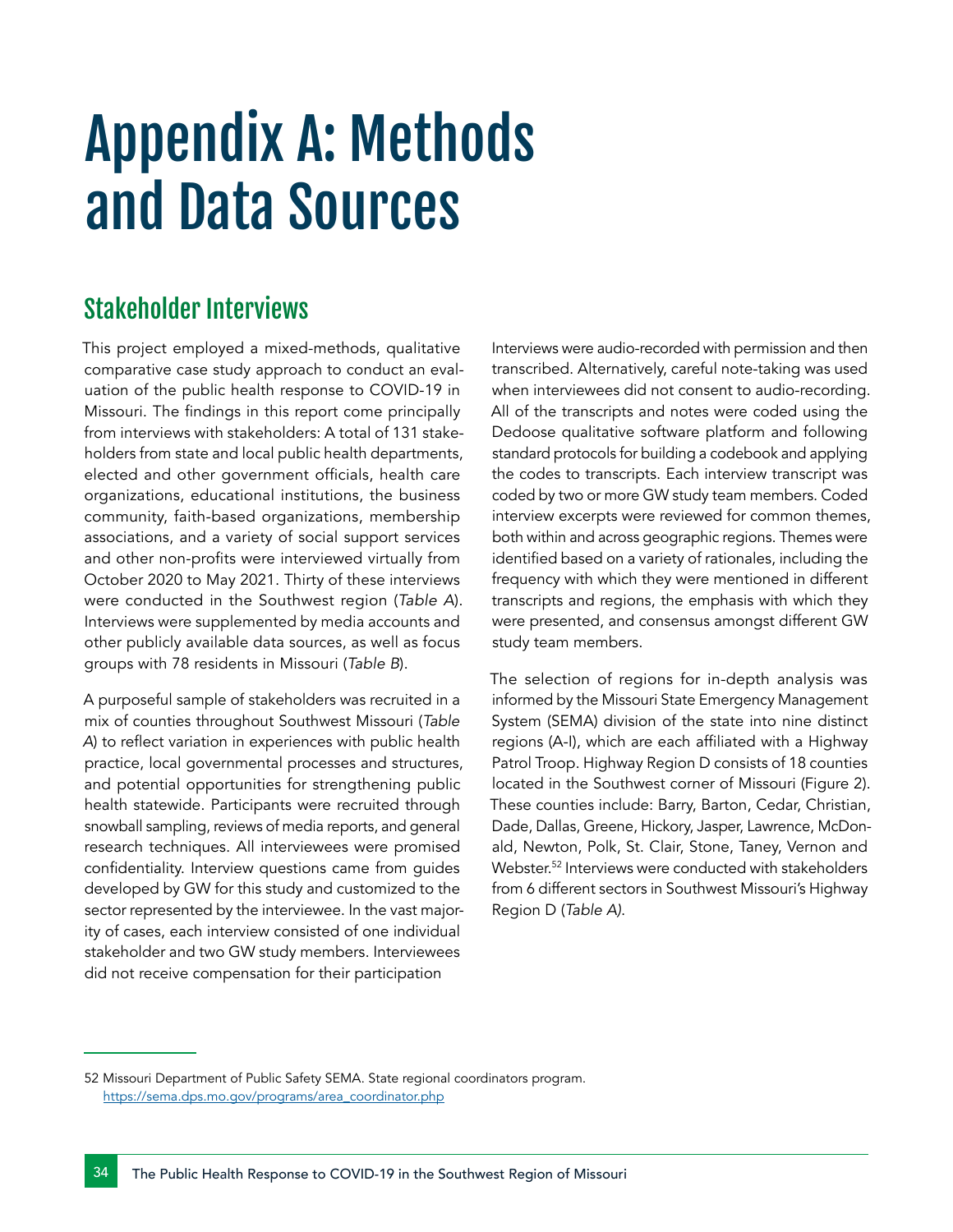# Appendix A: Methods and Data Sources

## Stakeholder Interviews

This project employed a mixed-methods, qualitative comparative case study approach to conduct an evaluation of the public health response to COVID-19 in Missouri. The findings in this report come principally from interviews with stakeholders: A total of 131 stakeholders from state and local public health departments, elected and other government officials, health care organizations, educational institutions, the business community, faith-based organizations, membership associations, and a variety of social support services and other non-profits were interviewed virtually from October 2020 to May 2021. Thirty of these interviews were conducted in the Southwest region (*Table A*). Interviews were supplemented by media accounts and other publicly available data sources, as well as focus groups with 78 residents in Missouri (*Table B*).

A purposeful sample of stakeholders was recruited in a mix of counties throughout Southwest Missouri (*Table A*) to reflect variation in experiences with public health practice, local governmental processes and structures, and potential opportunities for strengthening public health statewide. Participants were recruited through snowball sampling, reviews of media reports, and general research techniques. All interviewees were promised confidentiality. Interview questions came from guides developed by GW for this study and customized to the sector represented by the interviewee. In the vast majority of cases, each interview consisted of one individual stakeholder and two GW study members. Interviewees did not receive compensation for their participation

Interviews were audio-recorded with permission and then transcribed. Alternatively, careful note-taking was used when interviewees did not consent to audio-recording. All of the transcripts and notes were coded using the Dedoose qualitative software platform and following standard protocols for building a codebook and applying the codes to transcripts. Each interview transcript was coded by two or more GW study team members. Coded interview excerpts were reviewed for common themes, both within and across geographic regions. Themes were identified based on a variety of rationales, including the frequency with which they were mentioned in different transcripts and regions, the emphasis with which they were presented, and consensus amongst different GW study team members.

The selection of regions for in-depth analysis was informed by the Missouri State Emergency Management System (SEMA) division of the state into nine distinct regions (A-I), which are each affiliated with a Highway Patrol Troop. Highway Region D consists of 18 counties located in the Southwest corner of Missouri (Figure 2). These counties include: Barry, Barton, Cedar, Christian, Dade, Dallas, Greene, Hickory, Jasper, Lawrence, McDonald, Newton, Polk, St. Clair, Stone, Taney, Vernon and Webster.[52] Interviews were conducted with stakeholders from 6 different sectors in Southwest Missouri's Highway Region D (*Table A*).

---

52 Missouri Department of Public Safety SEMA. State regional coordinators program. https://sema.dps.mo.gov/programs/area_coordinator.php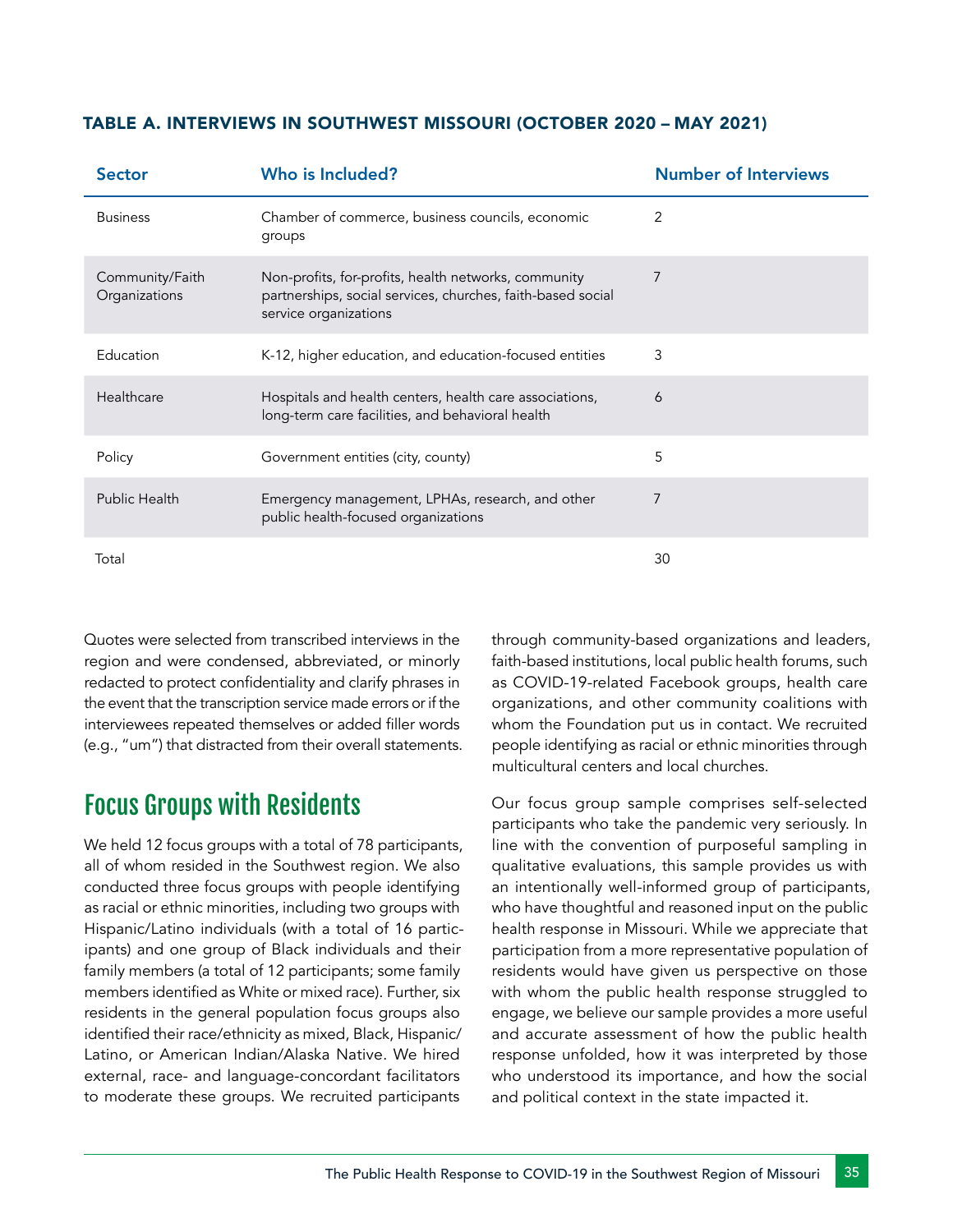### TABLE A. INTERVIEWS IN SOUTHWEST MISSOURI (OCTOBER 2020 – MAY 2021)

| Sector | Who is Included? | Number of Interviews |
|---|---|---|
| Business | Chamber of commerce, business councils, economic groups | 2 |
| Community/Faith Organizations | Non-profits, for-profits, health networks, community partnerships, social services, churches, faith-based social service organizations | 7 |
| Education | K-12, higher education, and education-focused entities | 3 |
| Healthcare | Hospitals and health centers, health care associations, long-term care facilities, and behavioral health | 6 |
| Policy | Government entities (city, county) | 5 |
| Public Health | Emergency management, LPHAs, research, and other public health-focused organizations | 7 |
| Total | | 30 |

Quotes were selected from transcribed interviews in the region and were condensed, abbreviated, or minorly redacted to protect confidentiality and clarify phrases in the event that the transcription service made errors or if the interviewees repeated themselves or added filler words (e.g., "um") that distracted from their overall statements.

## Focus Groups with Residents

We held 12 focus groups with a total of 78 participants, all of whom resided in the Southwest region. We also conducted three focus groups with people identifying as racial or ethnic minorities, including two groups with Hispanic/Latino individuals (with a total of 16 participants) and one group of Black individuals and their family members (a total of 12 participants; some family members identified as White or mixed race). Further, six residents in the general population focus groups also identified their race/ethnicity as mixed, Black, Hispanic/Latino, or American Indian/Alaska Native. We hired external, race- and language-concordant facilitators to moderate these groups. We recruited participants through community-based organizations and leaders, faith-based institutions, local public health forums, such as COVID-19-related Facebook groups, health care organizations, and other community coalitions with whom the Foundation put us in contact. We recruited people identifying as racial or ethnic minorities through multicultural centers and local churches.

Our focus group sample comprises self-selected participants who take the pandemic very seriously. In line with the convention of purposeful sampling in qualitative evaluations, this sample provides us with an intentionally well-informed group of participants, who have thoughtful and reasoned input on the public health response in Missouri. While we appreciate that participation from a more representative population of residents would have given us perspective on those with whom the public health response struggled to engage, we believe our sample provides a more useful and accurate assessment of how the public health response unfolded, how it was interpreted by those who understood its importance, and how the social and political context in the state impacted it.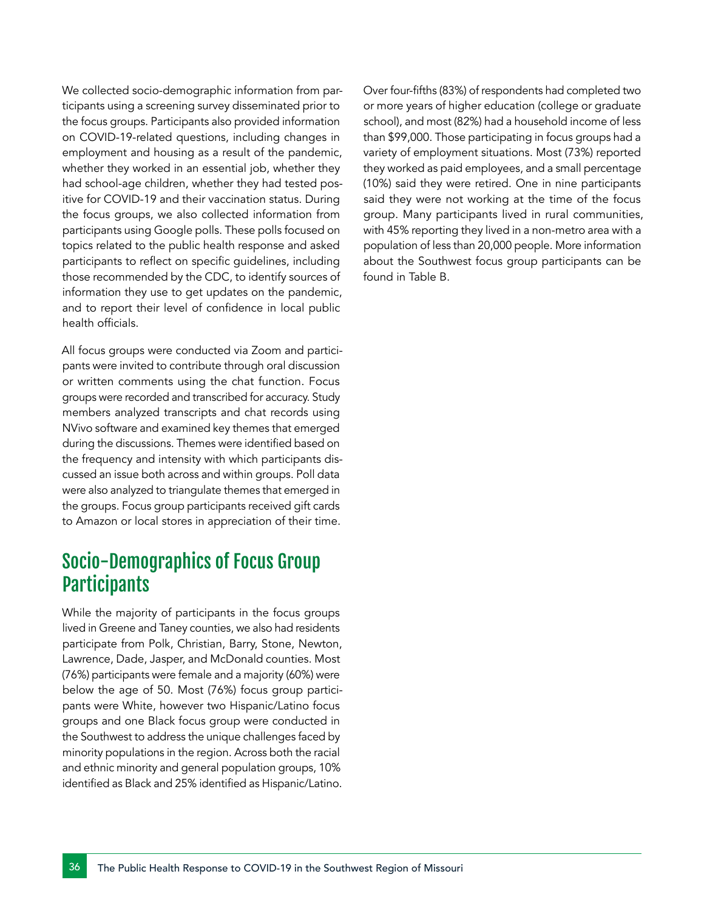We collected socio-demographic information from participants using a screening survey disseminated prior to the focus groups. Participants also provided information on COVID-19-related questions, including changes in employment and housing as a result of the pandemic, whether they worked in an essential job, whether they had school-age children, whether they had tested positive for COVID-19 and their vaccination status. During the focus groups, we also collected information from participants using Google polls. These polls focused on topics related to the public health response and asked participants to reflect on specific guidelines, including those recommended by the CDC, to identify sources of information they use to get updates on the pandemic, and to report their level of confidence in local public health officials.

All focus groups were conducted via Zoom and participants were invited to contribute through oral discussion or written comments using the chat function. Focus groups were recorded and transcribed for accuracy. Study members analyzed transcripts and chat records using NVivo software and examined key themes that emerged during the discussions. Themes were identified based on the frequency and intensity with which participants discussed an issue both across and within groups. Poll data were also analyzed to triangulate themes that emerged in the groups. Focus group participants received gift cards to Amazon or local stores in appreciation of their time.

## Socio-Demographics of Focus Group Participants

While the majority of participants in the focus groups lived in Greene and Taney counties, we also had residents participate from Polk, Christian, Barry, Stone, Newton, Lawrence, Dade, Jasper, and McDonald counties. Most (76%) participants were female and a majority (60%) were below the age of 50. Most (76%) focus group participants were White, however two Hispanic/Latino focus groups and one Black focus group were conducted in the Southwest to address the unique challenges faced by minority populations in the region. Across both the racial and ethnic minority and general population groups, 10% identified as Black and 25% identified as Hispanic/Latino.

Over four-fifths (83%) of respondents had completed two or more years of higher education (college or graduate school), and most (82%) had a household income of less than $99,000. Those participating in focus groups had a variety of employment situations. Most (73%) reported they worked as paid employees, and a small percentage (10%) said they were retired. One in nine participants said they were not working at the time of the focus group. Many participants lived in rural communities, with 45% reporting they lived in a non-metro area with a population of less than 20,000 people. More information about the Southwest focus group participants can be found in Table B.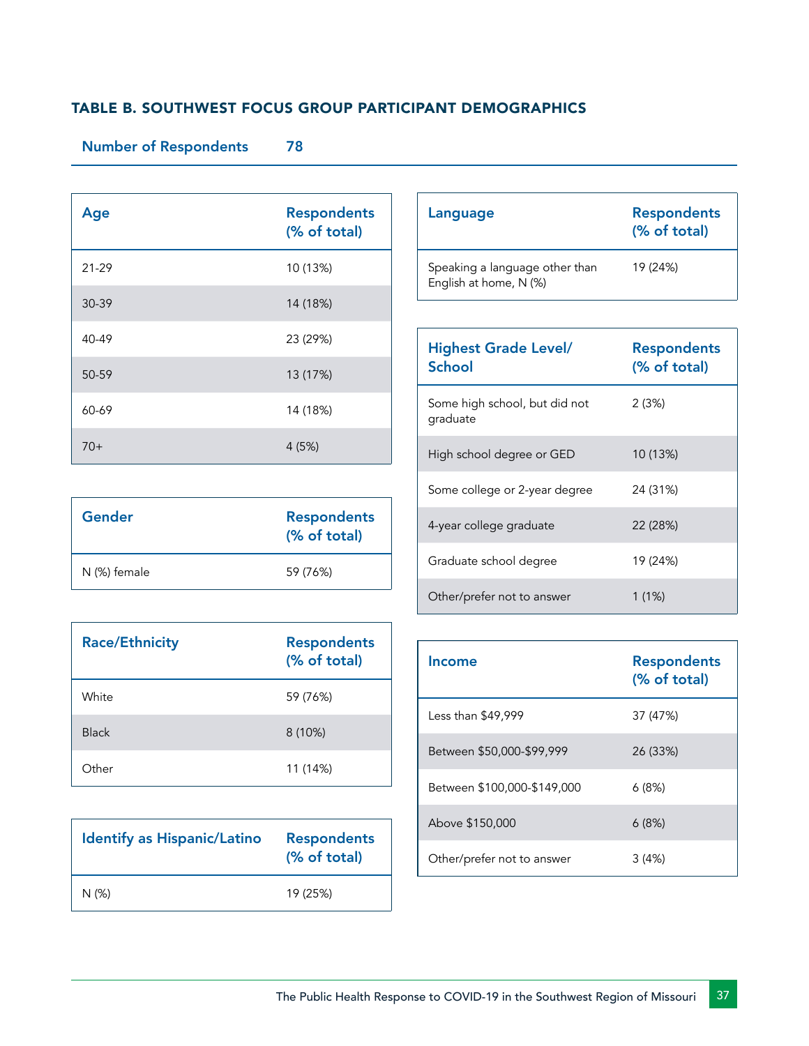## TABLE B. SOUTHWEST FOCUS GROUP PARTICIPANT DEMOGRAPHICS

**Number of Respondents** **78**

| Age | Respondents (% of total) |
|---|---|
| 21-29 | 10 (13%) |
| 30-39 | 14 (18%) |
| 40-49 | 23 (29%) |
| 50-59 | 13 (17%) |
| 60-69 | 14 (18%) |
| 70+ | 4 (5%) |

| Gender | Respondents (% of total) |
|---|---|
| N (%) female | 59 (76%) |

| Race/Ethnicity | Respondents (% of total) |
|---|---|
| White | 59 (76%) |
| Black | 8 (10%) |
| Other | 11 (14%) |

| Identify as Hispanic/Latino | Respondents (% of total) |
|---|---|
| N (%) | 19 (25%) |

| Language | Respondents (% of total) |
|---|---|
| Speaking a language other than English at home, N (%) | 19 (24%) |

| Highest Grade Level/ School | Respondents (% of total) |
|---|---|
| Some high school, but did not graduate | 2 (3%) |
| High school degree or GED | 10 (13%) |
| Some college or 2-year degree | 24 (31%) |
| 4-year college graduate | 22 (28%) |
| Graduate school degree | 19 (24%) |
| Other/prefer not to answer | 1 (1%) |

| Income | Respondents (% of total) |
|---|---|
| Less than $49,999 | 37 (47%) |
| Between $50,000-$99,999 | 26 (33%) |
| Between $100,000-$149,000 | 6 (8%) |
| Above $150,000 | 6 (8%) |
| Other/prefer not to answer | 3 (4%) |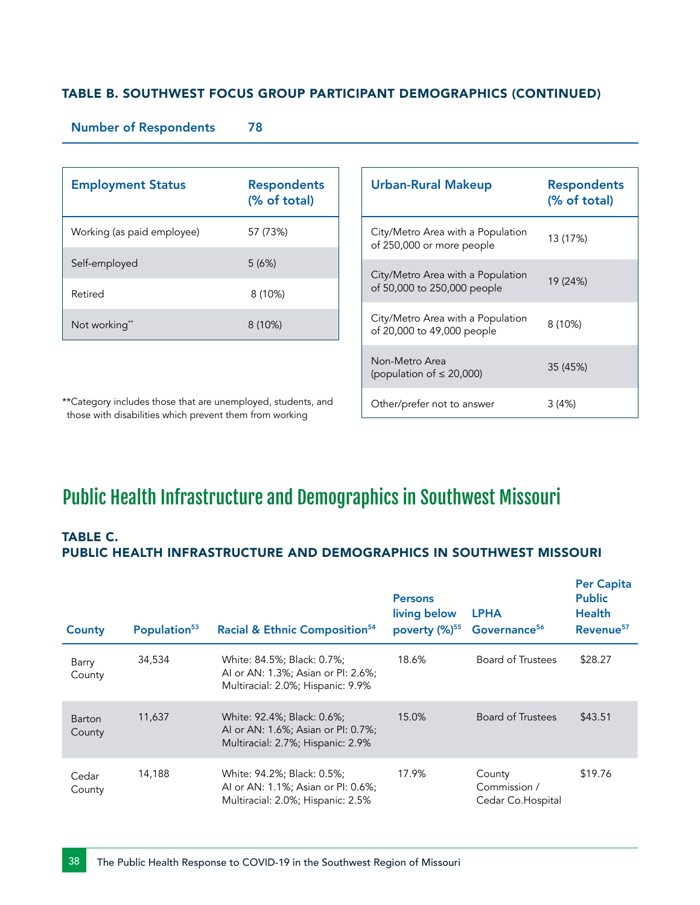### TABLE B. SOUTHWEST FOCUS GROUP PARTICIPANT DEMOGRAPHICS (CONTINUED)

**Number of Respondents** 78

| Employment Status | Respondents (% of total) |
|---|---|
| Working (as paid employee) | 57 (73%) |
| Self-employed | 5 (6%) |
| Retired | 8 (10%) |
| Not working** | 8 (10%) |

**Category includes those that are unemployed, students, and those with disabilities which prevent them from working

| Urban-Rural Makeup | Respondents (% of total) |
|---|---|
| City/Metro Area with a Population of 250,000 or more people | 13 (17%) |
| City/Metro Area with a Population of 50,000 to 250,000 people | 19 (24%) |
| City/Metro Area with a Population of 20,000 to 49,000 people | 8 (10%) |
| Non-Metro Area (population of ≤ 20,000) | 35 (45%) |
| Other/prefer not to answer | 3 (4%) |

## Public Health Infrastructure and Demographics in Southwest Missouri

### TABLE C. PUBLIC HEALTH INFRASTRUCTURE AND DEMOGRAPHICS IN SOUTHWEST MISSOURI

| County | Population[53] | Racial & Ethnic Composition[54] | Persons living below poverty (%)[55] | LPHA Governance[56] | Per Capita Public Health Revenue[57] |
|---|---|---|---|---|---|
| Barry County | 34,534 | White: 84.5%; Black: 0.7%; AI or AN: 1.3%; Asian or PI: 2.6%; Multiracial: 2.0%; Hispanic: 9.9% | 18.6% | Board of Trustees | $28.27 |
| Barton County | 11,637 | White: 92.4%; Black: 0.6%; AI or AN: 1.6%; Asian or PI: 0.7%; Multiracial: 2.7%; Hispanic: 2.9% | 15.0% | Board of Trustees | $43.51 |
| Cedar County | 14,188 | White: 94.2%; Black: 0.5%; AI or AN: 1.1%; Asian or PI: 0.6%; Multiracial: 2.0%; Hispanic: 2.5% | 17.9% | County Commission / Cedar Co.Hospital | $19.76 |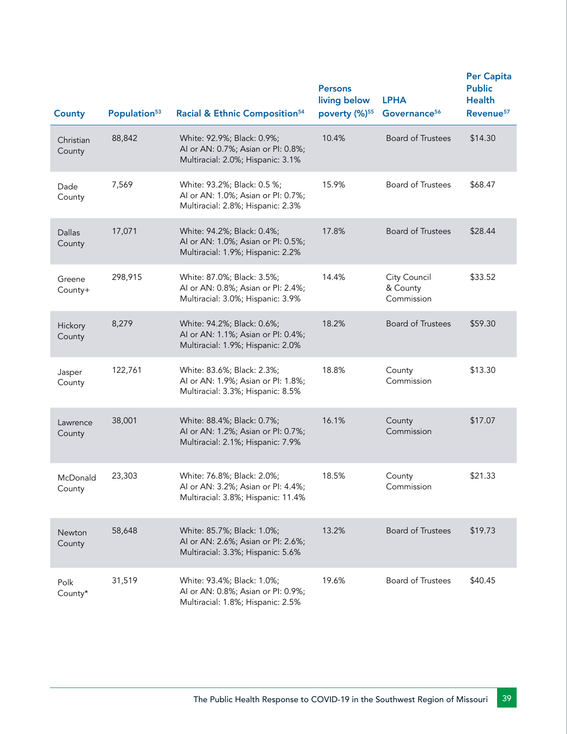| County | Population[53] | Racial & Ethnic Composition[54] | Persons living below poverty (%)[55] | LPHA Governance[56] | Per Capita Public Health Revenue[57] |
|---|---|---|---|---|---|
| Christian County | 88,842 | White: 92.9%; Black: 0.9%; AI or AN: 0.7%; Asian or PI: 0.8%; Multiracial: 2.0%; Hispanic: 3.1% | 10.4% | Board of Trustees | $14.30 |
| Dade County | 7,569 | White: 93.2%; Black: 0.5 %; AI or AN: 1.0%; Asian or PI: 0.7%; Multiracial: 2.8%; Hispanic: 2.3% | 15.9% | Board of Trustees | $68.47 |
| Dallas County | 17,071 | White: 94.2%; Black: 0.4%; AI or AN: 1.0%; Asian or PI: 0.5%; Multiracial: 1.9%; Hispanic: 2.2% | 17.8% | Board of Trustees | $28.44 |
| Greene County+ | 298,915 | White: 87.0%; Black: 3.5%; AI or AN: 0.8%; Asian or PI: 2.4%; Multiracial: 3.0%; Hispanic: 3.9% | 14.4% | City Council & County Commission | $33.52 |
| Hickory County | 8,279 | White: 94.2%; Black: 0.6%; AI or AN: 1.1%; Asian or PI: 0.4%; Multiracial: 1.9%; Hispanic: 2.0% | 18.2% | Board of Trustees | $59.30 |
| Jasper County | 122,761 | White: 83.6%; Black: 2.3%; AI or AN: 1.9%; Asian or PI: 1.8%; Multiracial: 3.3%; Hispanic: 8.5% | 18.8% | County Commission | $13.30 |
| Lawrence County | 38,001 | White: 88.4%; Black: 0.7%; AI or AN: 1.2%; Asian or PI: 0.7%; Multiracial: 2.1%; Hispanic: 7.9% | 16.1% | County Commission | $17.07 |
| McDonald County | 23,303 | White: 76.8%; Black: 2.0%; AI or AN: 3.2%; Asian or PI: 4.4%; Multiracial: 3.8%; Hispanic: 11.4% | 18.5% | County Commission | $21.33 |
| Newton County | 58,648 | White: 85.7%; Black: 1.0%; AI or AN: 2.6%; Asian or PI: 2.6%; Multiracial: 3.3%; Hispanic: 5.6% | 13.2% | Board of Trustees | $19.73 |
| Polk County* | 31,519 | White: 93.4%; Black: 1.0%; AI or AN: 0.8%; Asian or PI: 0.9%; Multiracial: 1.8%; Hispanic: 2.5% | 19.6% | Board of Trustees | $40.45 |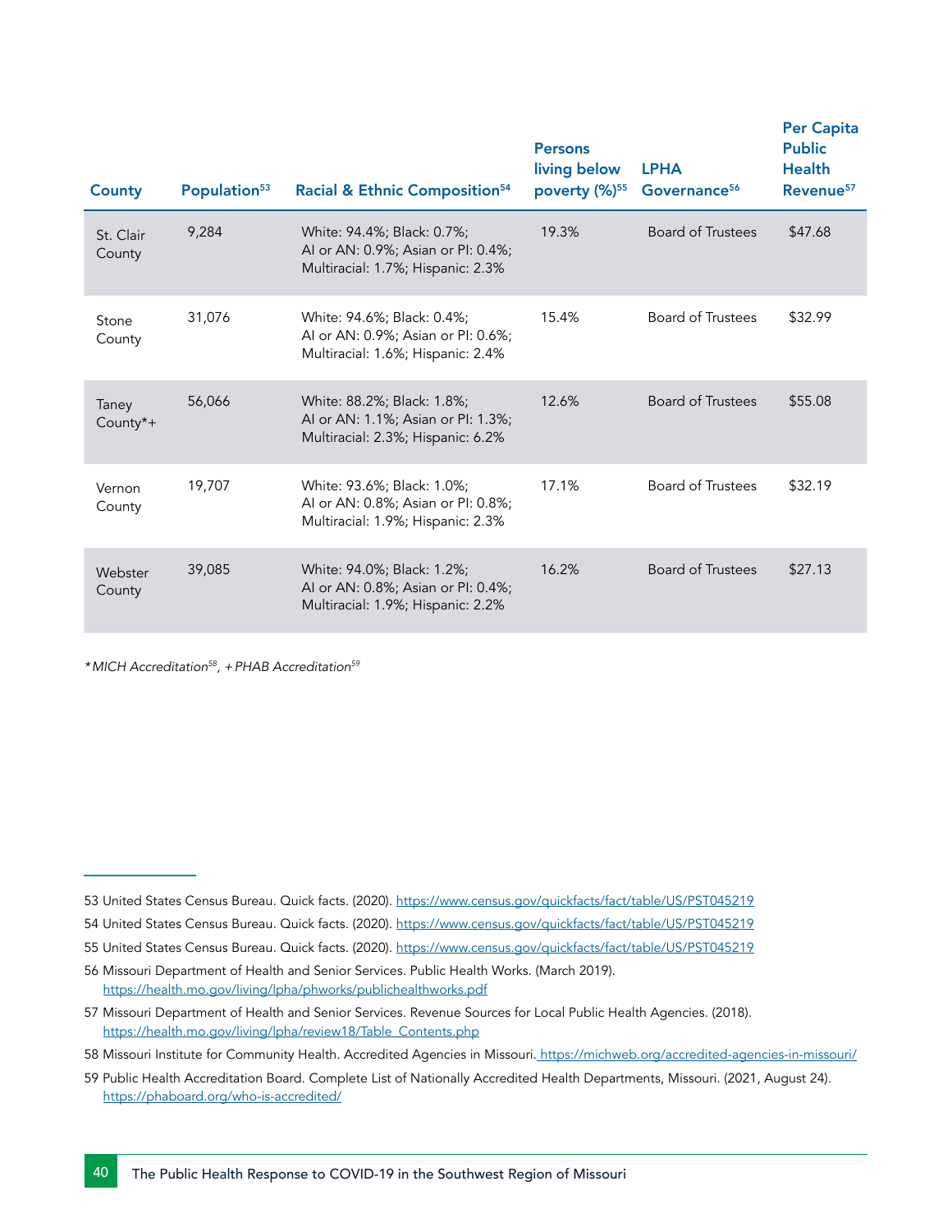| County | Population[53] | Racial & Ethnic Composition[54] | Persons living below poverty (%)[55] | LPHA Governance[56] | Per Capita Public Health Revenue[57] |
|---|---|---|---|---|---|
| St. Clair County | 9,284 | White: 94.4%; Black: 0.7%; AI or AN: 0.9%; Asian or PI: 0.4%; Multiracial: 1.7%; Hispanic: 2.3% | 19.3% | Board of Trustees | $47.68 |
| Stone County | 31,076 | White: 94.6%; Black: 0.4%; AI or AN: 0.9%; Asian or PI: 0.6%; Multiracial: 1.6%; Hispanic: 2.4% | 15.4% | Board of Trustees | $32.99 |
| Taney County*+ | 56,066 | White: 88.2%; Black: 1.8%; AI or AN: 1.1%; Asian or PI: 1.3%; Multiracial: 2.3%; Hispanic: 6.2% | 12.6% | Board of Trustees | $55.08 |
| Vernon County | 19,707 | White: 93.6%; Black: 1.0%; AI or AN: 0.8%; Asian or PI: 0.8%; Multiracial: 1.9%; Hispanic: 2.3% | 17.1% | Board of Trustees | $32.19 |
| Webster County | 39,085 | White: 94.0%; Black: 1.2%; AI or AN: 0.8%; Asian or PI: 0.4%; Multiracial: 1.9%; Hispanic: 2.2% | 16.2% | Board of Trustees | $27.13 |

*\*MICH Accreditation[58], +PHAB Accreditation[59]*

53 United States Census Bureau. Quick facts. (2020). https://www.census.gov/quickfacts/fact/table/US/PST045219

54 United States Census Bureau. Quick facts. (2020). https://www.census.gov/quickfacts/fact/table/US/PST045219

55 United States Census Bureau. Quick facts. (2020). https://www.census.gov/quickfacts/fact/table/US/PST045219

56 Missouri Department of Health and Senior Services. Public Health Works. (March 2019). https://health.mo.gov/living/lpha/phworks/publichealthworks.pdf

57 Missouri Department of Health and Senior Services. Revenue Sources for Local Public Health Agencies. (2018). https://health.mo.gov/living/lpha/review18/Table_Contents.php

58 Missouri Institute for Community Health. Accredited Agencies in Missouri. https://michweb.org/accredited-agencies-in-missouri/

59 Public Health Accreditation Board. Complete List of Nationally Accredited Health Departments, Missouri. (2021, August 24). https://phaboard.org/who-is-accredited/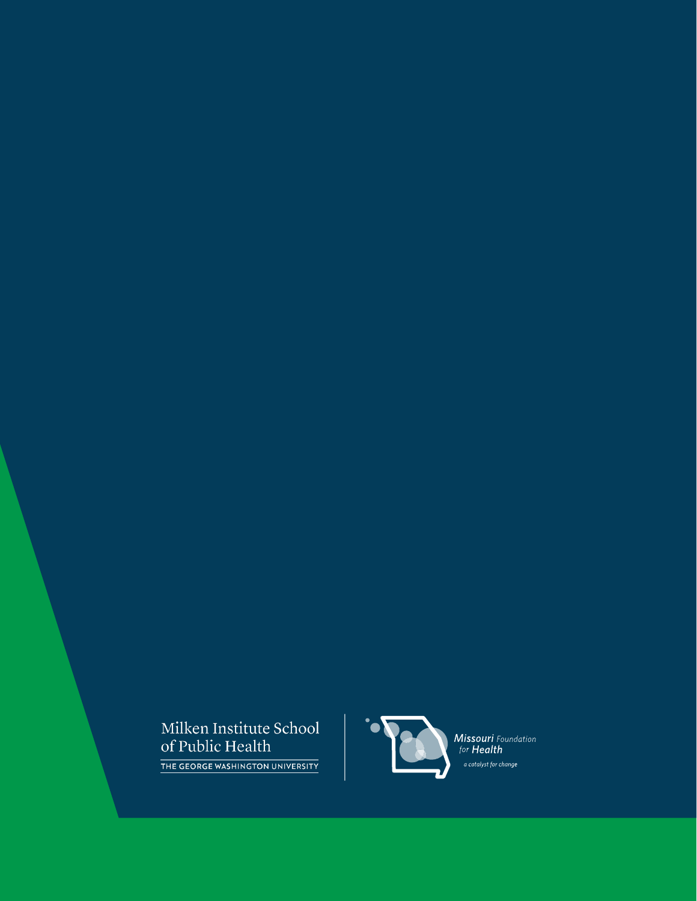Milken Institute School of Public Health

THE GEORGE WASHINGTON UNIVERSITY

*Missouri* Foundation *for Health*

*a catalyst for change*